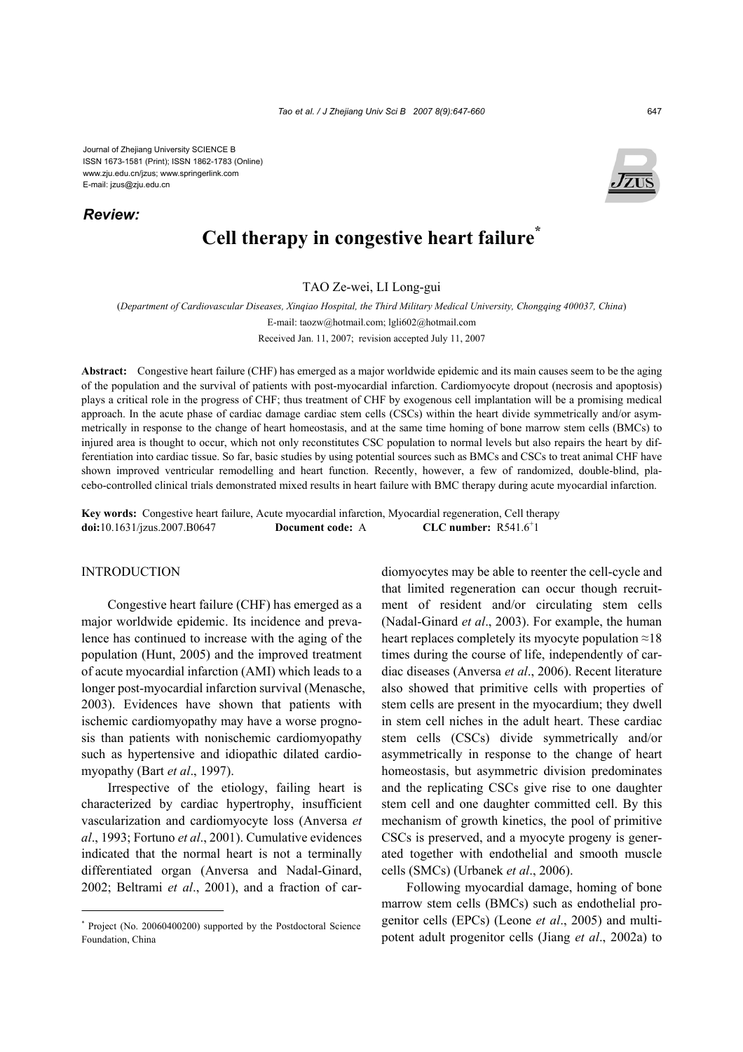Journal of Zhejiang University SCIENCE B
ISSN 1673-1581 (Print); ISSN 1862-1783 (Online)
www.zju.edu.cn/jzus; www.springerlink.com
E-mail: jzus@zju.edu.cn

***Review:***

# Cell therapy in congestive heart failure*

TAO Ze-wei, LI Long-gui

(*Department of Cardiovascular Diseases, Xinqiao Hospital, the Third Military Medical University, Chongqing 400037, China*)
E-mail: taozw@hotmail.com; lgli602@hotmail.com
Received Jan. 11, 2007; revision accepted July 11, 2007

**Abstract:** Congestive heart failure (CHF) has emerged as a major worldwide epidemic and its main causes seem to be the aging of the population and the survival of patients with post-myocardial infarction. Cardiomyocyte dropout (necrosis and apoptosis) plays a critical role in the progress of CHF; thus treatment of CHF by exogenous cell implantation will be a promising medical approach. In the acute phase of cardiac damage cardiac stem cells (CSCs) within the heart divide symmetrically and/or asymmetrically in response to the change of heart homeostasis, and at the same time homing of bone marrow stem cells (BMCs) to injured area is thought to occur, which not only reconstitutes CSC population to normal levels but also repairs the heart by differentiation into cardiac tissue. So far, basic studies by using potential sources such as BMCs and CSCs to treat animal CHF have shown improved ventricular remodelling and heart function. Recently, however, a few of randomized, double-blind, placebo-controlled clinical trials demonstrated mixed results in heart failure with BMC therapy during acute myocardial infarction.

**Key words:** Congestive heart failure, Acute myocardial infarction, Myocardial regeneration, Cell therapy
**doi:**10.1631/jzus.2007.B0647 **Document code:** A **CLC number:** R541.6$^+$1

## INTRODUCTION

Congestive heart failure (CHF) has emerged as a major worldwide epidemic. Its incidence and prevalence has continued to increase with the aging of the population (Hunt, 2005) and the improved treatment of acute myocardial infarction (AMI) which leads to a longer post-myocardial infarction survival (Menasche, 2003). Evidences have shown that patients with ischemic cardiomyopathy may have a worse prognosis than patients with nonischemic cardiomyopathy such as hypertensive and idiopathic dilated cardiomyopathy (Bart *et al*., 1997).

Irrespective of the etiology, failing heart is characterized by cardiac hypertrophy, insufficient vascularization and cardiomyocyte loss (Anversa *et al*., 1993; Fortuno *et al*., 2001). Cumulative evidences indicated that the normal heart is not a terminally differentiated organ (Anversa and Nadal-Ginard, 2002; Beltrami *et al*., 2001), and a fraction of cardiomyocytes may be able to reenter the cell-cycle and that limited regeneration can occur though recruitment of resident and/or circulating stem cells (Nadal-Ginard *et al*., 2003). For example, the human heart replaces completely its myocyte population ≈18 times during the course of life, independently of cardiac diseases (Anversa *et al*., 2006). Recent literature also showed that primitive cells with properties of stem cells are present in the myocardium; they dwell in stem cell niches in the adult heart. These cardiac stem cells (CSCs) divide symmetrically and/or asymmetrically in response to the change of heart homeostasis, but asymmetric division predominates and the replicating CSCs give rise to one daughter stem cell and one daughter committed cell. By this mechanism of growth kinetics, the pool of primitive CSCs is preserved, and a myocyte progeny is generated together with endothelial and smooth muscle cells (SMCs) (Urbanek *et al*., 2006).

Following myocardial damage, homing of bone marrow stem cells (BMCs) such as endothelial progenitor cells (EPCs) (Leone *et al*., 2005) and multipotent adult progenitor cells (Jiang *et al*., 2002a) to

---

* Project (No. 20060400200) supported by the Postdoctoral Science Foundation, China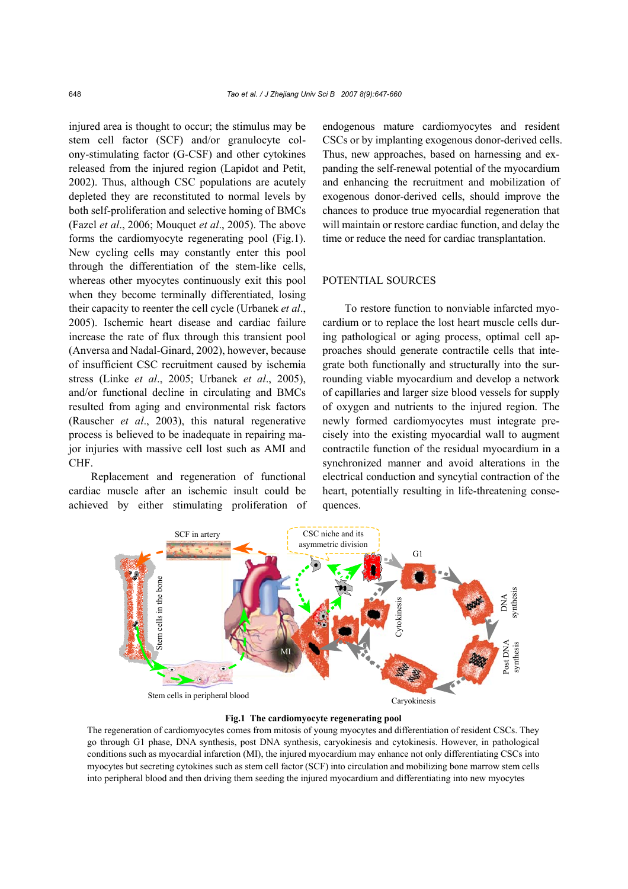injured area is thought to occur; the stimulus may be stem cell factor (SCF) and/or granulocyte colony-stimulating factor (G-CSF) and other cytokines released from the injured region (Lapidot and Petit, 2002). Thus, although CSC populations are acutely depleted they are reconstituted to normal levels by both self-proliferation and selective homing of BMCs (Fazel *et al*., 2006; Mouquet *et al*., 2005). The above forms the cardiomyocyte regenerating pool (Fig.1). New cycling cells may constantly enter this pool through the differentiation of the stem-like cells, whereas other myocytes continuously exit this pool when they become terminally differentiated, losing their capacity to reenter the cell cycle (Urbanek *et al*., 2005). Ischemic heart disease and cardiac failure increase the rate of flux through this transient pool (Anversa and Nadal-Ginard, 2002), however, because of insufficient CSC recruitment caused by ischemia stress (Linke *et al*., 2005; Urbanek *et al*., 2005), and/or functional decline in circulating and BMCs resulted from aging and environmental risk factors (Rauscher *et al*., 2003), this natural regenerative process is believed to be inadequate in repairing major injuries with massive cell lost such as AMI and CHF.

Replacement and regeneration of functional cardiac muscle after an ischemic insult could be achieved by either stimulating proliferation of endogenous mature cardiomyocytes and resident CSCs or by implanting exogenous donor-derived cells. Thus, new approaches, based on harnessing and expanding the self-renewal potential of the myocardium and enhancing the recruitment and mobilization of exogenous donor-derived cells, should improve the chances to produce true myocardial regeneration that will maintain or restore cardiac function, and delay the time or reduce the need for cardiac transplantation.

## POTENTIAL SOURCES

To restore function to nonviable infarcted myocardium or to replace the lost heart muscle cells during pathological or aging process, optimal cell approaches should generate contractile cells that integrate both functionally and structurally into the surrounding viable myocardium and develop a network of capillaries and larger size blood vessels for supply of oxygen and nutrients to the injured region. The newly formed cardiomyocytes must integrate precisely into the existing myocardial wall to augment contractile function of the residual myocardium in a synchronized manner and avoid alterations in the electrical conduction and syncytial contraction of the heart, potentially resulting in life-threatening consequences.

**Fig.1 The cardiomyocyte regenerating pool**

The regeneration of cardiomyocytes comes from mitosis of young myocytes and differentiation of resident CSCs. They go through G1 phase, DNA synthesis, post DNA synthesis, caryokinesis and cytokinesis. However, in pathological conditions such as myocardial infarction (MI), the injured myocardium may enhance not only differentiating CSCs into myocytes but secreting cytokines such as stem cell factor (SCF) into circulation and mobilizing bone marrow stem cells into peripheral blood and then driving them seeding the injured myocardium and differentiating into new myocytes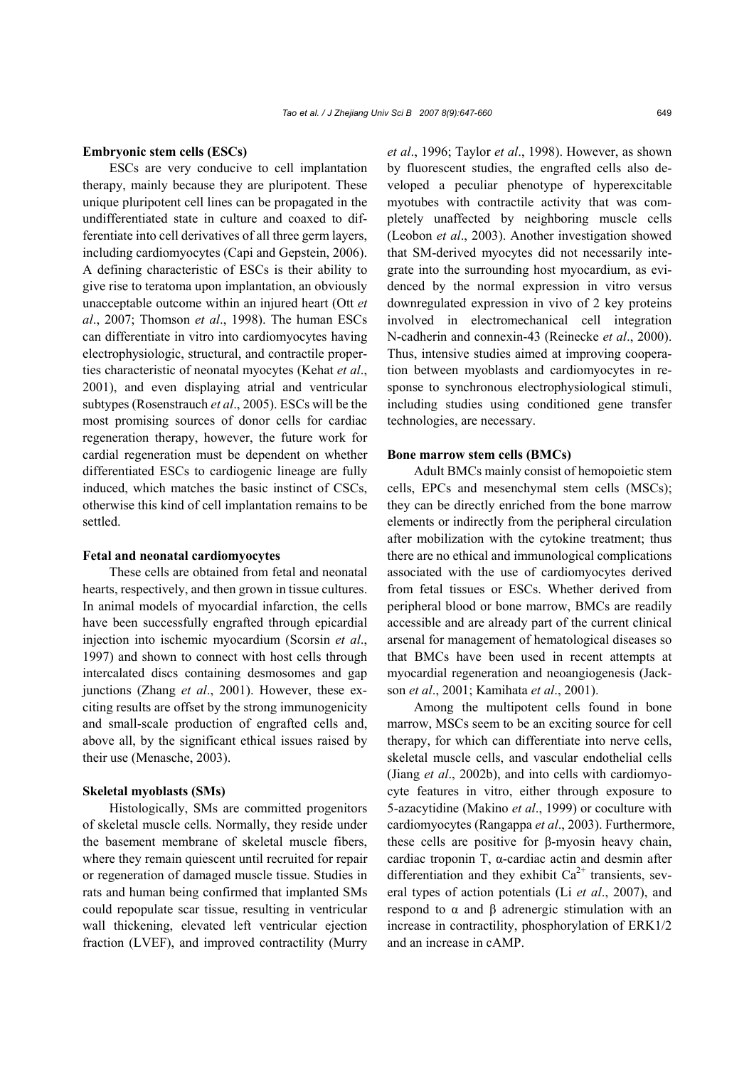**Embryonic stem cells (ESCs)**

ESCs are very conducive to cell implantation therapy, mainly because they are pluripotent. These unique pluripotent cell lines can be propagated in the undifferentiated state in culture and coaxed to differentiate into cell derivatives of all three germ layers, including cardiomyocytes (Capi and Gepstein, 2006). A defining characteristic of ESCs is their ability to give rise to teratoma upon implantation, an obviously unacceptable outcome within an injured heart (Ott *et al*., 2007; Thomson *et al*., 1998). The human ESCs can differentiate in vitro into cardiomyocytes having electrophysiologic, structural, and contractile properties characteristic of neonatal myocytes (Kehat *et al*., 2001), and even displaying atrial and ventricular subtypes (Rosenstrauch *et al*., 2005). ESCs will be the most promising sources of donor cells for cardiac regeneration therapy, however, the future work for cardial regeneration must be dependent on whether differentiated ESCs to cardiogenic lineage are fully induced, which matches the basic instinct of CSCs, otherwise this kind of cell implantation remains to be settled.

**Fetal and neonatal cardiomyocytes**

These cells are obtained from fetal and neonatal hearts, respectively, and then grown in tissue cultures. In animal models of myocardial infarction, the cells have been successfully engrafted through epicardial injection into ischemic myocardium (Scorsin *et al*., 1997) and shown to connect with host cells through intercalated discs containing desmosomes and gap junctions (Zhang *et al*., 2001). However, these exciting results are offset by the strong immunogenicity and small-scale production of engrafted cells and, above all, by the significant ethical issues raised by their use (Menasche, 2003).

**Skeletal myoblasts (SMs)**

Histologically, SMs are committed progenitors of skeletal muscle cells. Normally, they reside under the basement membrane of skeletal muscle fibers, where they remain quiescent until recruited for repair or regeneration of damaged muscle tissue. Studies in rats and human being confirmed that implanted SMs could repopulate scar tissue, resulting in ventricular wall thickening, elevated left ventricular ejection fraction (LVEF), and improved contractility (Murry *et al*., 1996; Taylor *et al*., 1998). However, as shown by fluorescent studies, the engrafted cells also developed a peculiar phenotype of hyperexcitable myotubes with contractile activity that was completely unaffected by neighboring muscle cells (Leobon *et al*., 2003). Another investigation showed that SM-derived myocytes did not necessarily integrate into the surrounding host myocardium, as evidenced by the normal expression in vitro versus downregulated expression in vivo of 2 key proteins involved in electromechanical cell integration N-cadherin and connexin-43 (Reinecke *et al*., 2000). Thus, intensive studies aimed at improving cooperation between myoblasts and cardiomyocytes in response to synchronous electrophysiological stimuli, including studies using conditioned gene transfer technologies, are necessary.

**Bone marrow stem cells (BMCs)**

Adult BMCs mainly consist of hemopoietic stem cells, EPCs and mesenchymal stem cells (MSCs); they can be directly enriched from the bone marrow elements or indirectly from the peripheral circulation after mobilization with the cytokine treatment; thus there are no ethical and immunological complications associated with the use of cardiomyocytes derived from fetal tissues or ESCs. Whether derived from peripheral blood or bone marrow, BMCs are readily accessible and are already part of the current clinical arsenal for management of hematological diseases so that BMCs have been used in recent attempts at myocardial regeneration and neoangiogenesis (Jackson *et al*., 2001; Kamihata *et al*., 2001).

Among the multipotent cells found in bone marrow, MSCs seem to be an exciting source for cell therapy, for which can differentiate into nerve cells, skeletal muscle cells, and vascular endothelial cells (Jiang *et al*., 2002b), and into cells with cardiomyocyte features in vitro, either through exposure to 5-azacytidine (Makino *et al*., 1999) or coculture with cardiomyocytes (Rangappa *et al*., 2003). Furthermore, these cells are positive for β-myosin heavy chain, cardiac troponin T, α-cardiac actin and desmin after differentiation and they exhibit $Ca^{2+}$ transients, several types of action potentials (Li *et al*., 2007), and respond to α and β adrenergic stimulation with an increase in contractility, phosphorylation of ERK1/2 and an increase in cAMP.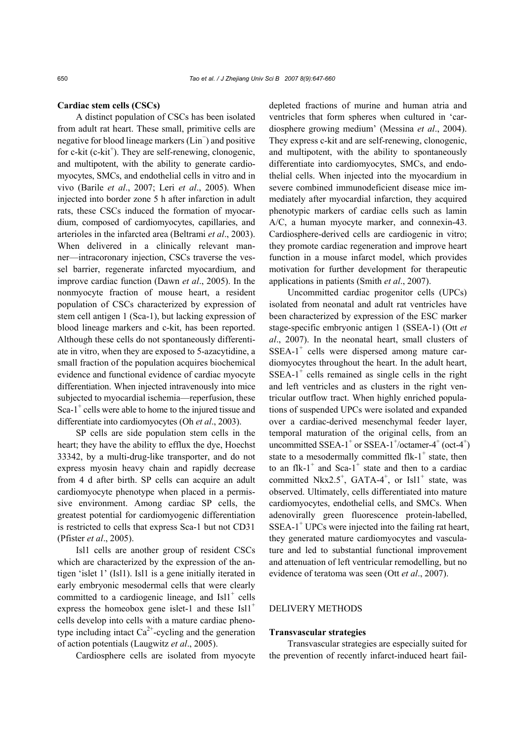**Cardiac stem cells (CSCs)**

A distinct population of CSCs has been isolated from adult rat heart. These small, primitive cells are negative for blood lineage markers ($Lin^-$) and positive for c-kit (c-$kit^+$). They are self-renewing, clonogenic, and multipotent, with the ability to generate cardiomyocytes, SMCs, and endothelial cells in vitro and in vivo (Barile *et al*., 2007; Leri *et al*., 2005). When injected into border zone 5 h after infarction in adult rats, these CSCs induced the formation of myocardium, composed of cardiomyocytes, capillaries, and arterioles in the infarcted area (Beltrami *et al*., 2003). When delivered in a clinically relevant manner—intracoronary injection, CSCs traverse the vessel barrier, regenerate infarcted myocardium, and improve cardiac function (Dawn *et al*., 2005). In the nonmyocyte fraction of mouse heart, a resident population of CSCs characterized by expression of stem cell antigen 1 (Sca-1), but lacking expression of blood lineage markers and c-kit, has been reported. Although these cells do not spontaneously differentiate in vitro, when they are exposed to 5-azacytidine, a small fraction of the population acquires biochemical evidence and functional evidence of cardiac myocyte differentiation. When injected intravenously into mice subjected to myocardial ischemia—reperfusion, these Sca-$1^+$ cells were able to home to the injured tissue and differentiate into cardiomyocytes (Oh *et al*., 2003).

SP cells are side population stem cells in the heart; they have the ability to efflux the dye, Hoechst 33342, by a multi-drug-like transporter, and do not express myosin heavy chain and rapidly decrease from 4 d after birth. SP cells can acquire an adult cardiomyocyte phenotype when placed in a permissive environment. Among cardiac SP cells, the greatest potential for cardiomyogenic differentiation is restricted to cells that express Sca-1 but not CD31 (Pfister *et al*., 2005).

Isl1 cells are another group of resident CSCs which are characterized by the expression of the antigen 'islet 1' (Isl1). Isl1 is a gene initially iterated in early embryonic mesodermal cells that were clearly committed to a cardiogenic lineage, and $Isl1^+$ cells express the homeobox gene islet-1 and these $Isl1^+$ cells develop into cells with a mature cardiac phenotype including intact $Ca^{2+}$-cycling and the generation of action potentials (Laugwitz *et al*., 2005).

Cardiosphere cells are isolated from myocyte depleted fractions of murine and human atria and ventricles that form spheres when cultured in 'cardiosphere growing medium' (Messina *et al*., 2004). They express c-kit and are self-renewing, clonogenic, and multipotent, with the ability to spontaneously differentiate into cardiomyocytes, SMCs, and endothelial cells. When injected into the myocardium in severe combined immunodeficient disease mice immediately after myocardial infarction, they acquired phenotypic markers of cardiac cells such as lamin A/C, a human myocyte marker, and connexin-43. Cardiosphere-derived cells are cardiogenic in vitro; they promote cardiac regeneration and improve heart function in a mouse infarct model, which provides motivation for further development for therapeutic applications in patients (Smith *et al*., 2007).

Uncommitted cardiac progenitor cells (UPCs) isolated from neonatal and adult rat ventricles have been characterized by expression of the ESC marker stage-specific embryonic antigen 1 (SSEA-1) (Ott *et al*., 2007). In the neonatal heart, small clusters of SSEA-$1^+$ cells were dispersed among mature cardiomyocytes throughout the heart. In the adult heart, SSEA-$1^+$ cells remained as single cells in the right and left ventricles and as clusters in the right ventricular outflow tract. When highly enriched populations of suspended UPCs were isolated and expanded over a cardiac-derived mesenchymal feeder layer, temporal maturation of the original cells, from an uncommitted SSEA-$1^+$ or SSEA-$1^+$/octamer-$4^+$ (oct-$4^+$) state to a mesodermally committed flk-$1^+$ state, then to an flk-$1^+$ and Sca-$1^+$ state and then to a cardiac committed Nkx$2.5^+$, GATA-$4^+$, or $Isl1^+$ state, was observed. Ultimately, cells differentiated into mature cardiomyocytes, endothelial cells, and SMCs. When adenovirally green fluorescence protein-labelled, SSEA-$1^+$ UPCs were injected into the failing rat heart, they generated mature cardiomyocytes and vasculature and led to substantial functional improvement and attenuation of left ventricular remodelling, but no evidence of teratoma was seen (Ott *et al*., 2007).

## DELIVERY METHODS

**Transvascular strategies**

Transvascular strategies are especially suited for the prevention of recently infarct-induced heart fail-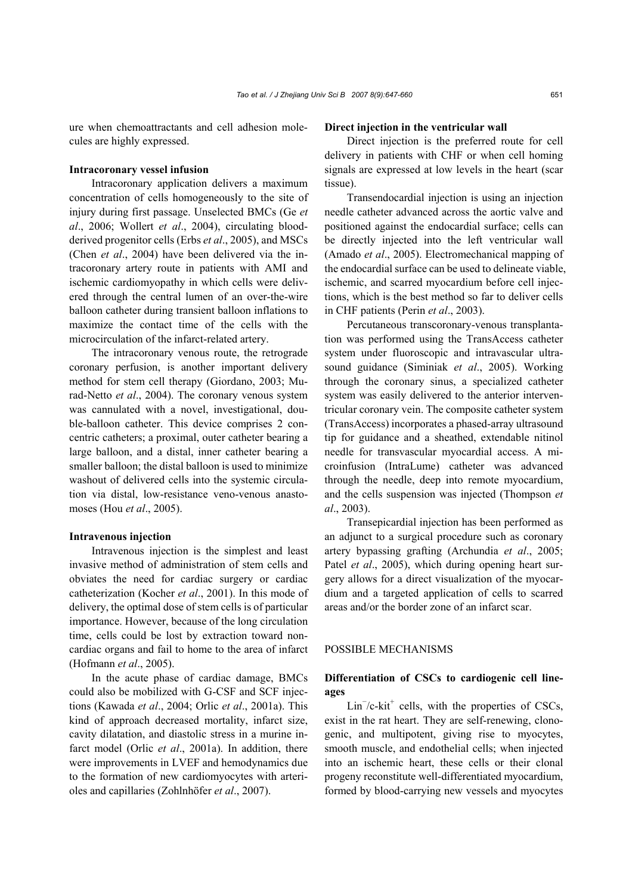ure when chemoattractants and cell adhesion molecules are highly expressed.

**Intracoronary vessel infusion**

Intracoronary application delivers a maximum concentration of cells homogeneously to the site of injury during first passage. Unselected BMCs (Ge *et al*., 2006; Wollert *et al*., 2004), circulating blood-derived progenitor cells (Erbs *et al*., 2005), and MSCs (Chen *et al*., 2004) have been delivered via the intracoronary artery route in patients with AMI and ischemic cardiomyopathy in which cells were delivered through the central lumen of an over-the-wire balloon catheter during transient balloon inflations to maximize the contact time of the cells with the microcirculation of the infarct-related artery.

The intracoronary venous route, the retrograde coronary perfusion, is another important delivery method for stem cell therapy (Giordano, 2003; Murad-Netto *et al*., 2004). The coronary venous system was cannulated with a novel, investigational, double-balloon catheter. This device comprises 2 concentric catheters; a proximal, outer catheter bearing a large balloon, and a distal, inner catheter bearing a smaller balloon; the distal balloon is used to minimize washout of delivered cells into the systemic circulation via distal, low-resistance veno-venous anastomoses (Hou *et al*., 2005).

**Intravenous injection**

Intravenous injection is the simplest and least invasive method of administration of stem cells and obviates the need for cardiac surgery or cardiac catheterization (Kocher *et al*., 2001). In this mode of delivery, the optimal dose of stem cells is of particular importance. However, because of the long circulation time, cells could be lost by extraction toward noncardiac organs and fail to home to the area of infarct (Hofmann *et al*., 2005).

In the acute phase of cardiac damage, BMCs could also be mobilized with G-CSF and SCF injections (Kawada *et al*., 2004; Orlic *et al*., 2001a). This kind of approach decreased mortality, infarct size, cavity dilatation, and diastolic stress in a murine infarct model (Orlic *et al*., 2001a). In addition, there were improvements in LVEF and hemodynamics due to the formation of new cardiomyocytes with arterioles and capillaries (Zohlnhöfer *et al*., 2007).

**Direct injection in the ventricular wall**

Direct injection is the preferred route for cell delivery in patients with CHF or when cell homing signals are expressed at low levels in the heart (scar tissue).

Transendocardial injection is using an injection needle catheter advanced across the aortic valve and positioned against the endocardial surface; cells can be directly injected into the left ventricular wall (Amado *et al*., 2005). Electromechanical mapping of the endocardial surface can be used to delineate viable, ischemic, and scarred myocardium before cell injections, which is the best method so far to deliver cells in CHF patients (Perin *et al*., 2003).

Percutaneous transcoronary-venous transplantation was performed using the TransAccess catheter system under fluoroscopic and intravascular ultrasound guidance (Siminiak *et al*., 2005). Working through the coronary sinus, a specialized catheter system was easily delivered to the anterior interventricular coronary vein. The composite catheter system (TransAccess) incorporates a phased-array ultrasound tip for guidance and a sheathed, extendable nitinol needle for transvascular myocardial access. A microinfusion (IntraLume) catheter was advanced through the needle, deep into remote myocardium, and the cells suspension was injected (Thompson *et al*., 2003).

Transepicardial injection has been performed as an adjunct to a surgical procedure such as coronary artery bypassing grafting (Archundia *et al*., 2005; Patel *et al*., 2005), which during opening heart surgery allows for a direct visualization of the myocardium and a targeted application of cells to scarred areas and/or the border zone of an infarct scar.

## POSSIBLE MECHANISMS

### Differentiation of CSCs to cardiogenic cell lineages

$Lin^-$/c-$kit^+$ cells, with the properties of CSCs, exist in the rat heart. They are self-renewing, clonogenic, and multipotent, giving rise to myocytes, smooth muscle, and endothelial cells; when injected into an ischemic heart, these cells or their clonal progeny reconstitute well-differentiated myocardium, formed by blood-carrying new vessels and myocytes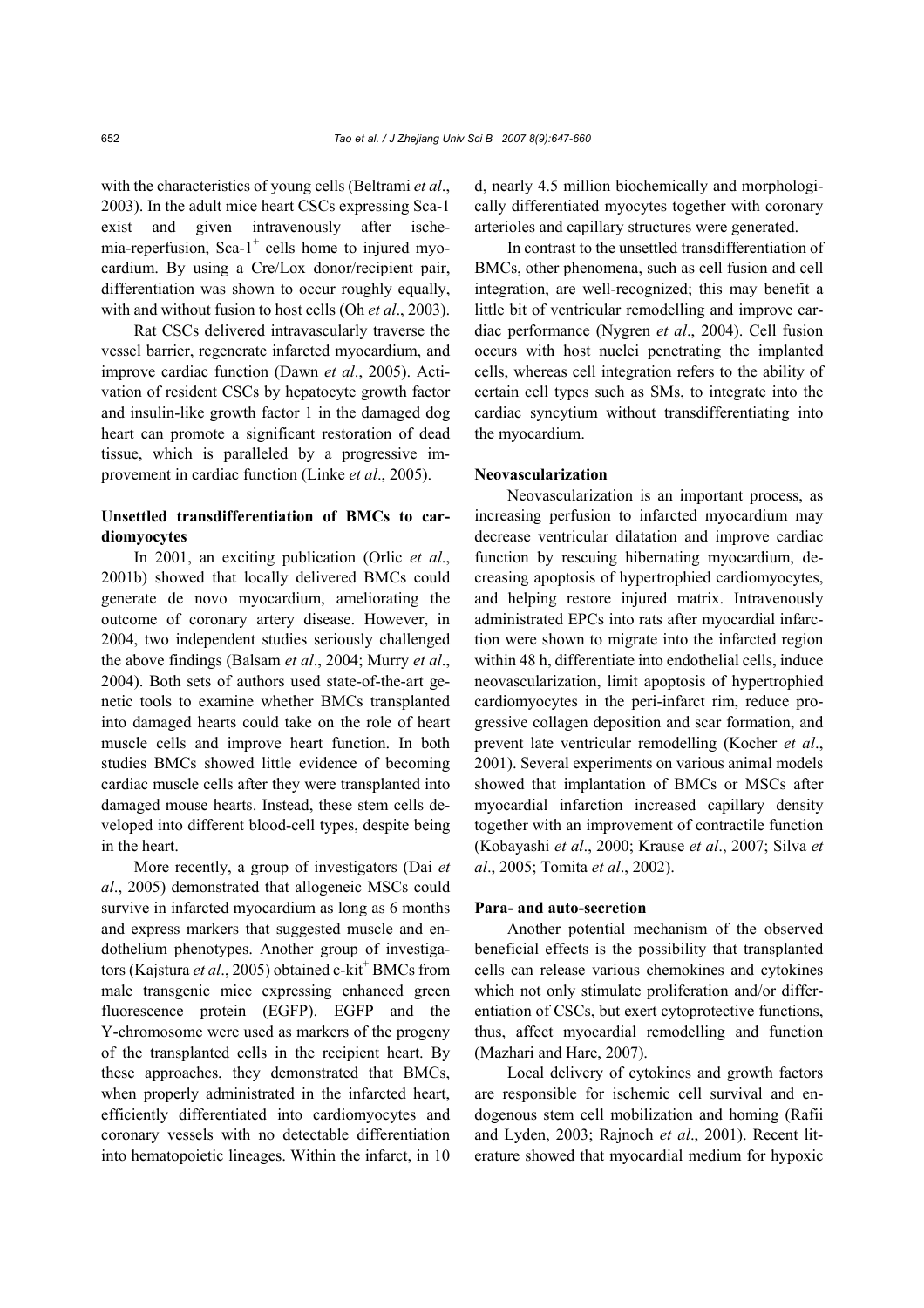with the characteristics of young cells (Beltrami *et al*., 2003). In the adult mice heart CSCs expressing Sca-1 exist and given intravenously after ischemia-reperfusion, Sca-$1^+$ cells home to injured myocardium. By using a Cre/Lox donor/recipient pair, differentiation was shown to occur roughly equally, with and without fusion to host cells (Oh *et al*., 2003).

Rat CSCs delivered intravascularly traverse the vessel barrier, regenerate infarcted myocardium, and improve cardiac function (Dawn *et al*., 2005). Activation of resident CSCs by hepatocyte growth factor and insulin-like growth factor 1 in the damaged dog heart can promote a significant restoration of dead tissue, which is paralleled by a progressive improvement in cardiac function (Linke *et al*., 2005).

**Unsettled transdifferentiation of BMCs to cardiomyocytes**

In 2001, an exciting publication (Orlic *et al*., 2001b) showed that locally delivered BMCs could generate de novo myocardium, ameliorating the outcome of coronary artery disease. However, in 2004, two independent studies seriously challenged the above findings (Balsam *et al*., 2004; Murry *et al*., 2004). Both sets of authors used state-of-the-art genetic tools to examine whether BMCs transplanted into damaged hearts could take on the role of heart muscle cells and improve heart function. In both studies BMCs showed little evidence of becoming cardiac muscle cells after they were transplanted into damaged mouse hearts. Instead, these stem cells developed into different blood-cell types, despite being in the heart.

More recently, a group of investigators (Dai *et al*., 2005) demonstrated that allogeneic MSCs could survive in infarcted myocardium as long as 6 months and express markers that suggested muscle and endothelium phenotypes. Another group of investigators (Kajstura *et al*., 2005) obtained c-$kit^+$ BMCs from male transgenic mice expressing enhanced green fluorescence protein (EGFP). EGFP and the Y-chromosome were used as markers of the progeny of the transplanted cells in the recipient heart. By these approaches, they demonstrated that BMCs, when properly administrated in the infarcted heart, efficiently differentiated into cardiomyocytes and coronary vessels with no detectable differentiation into hematopoietic lineages. Within the infarct, in 10 d, nearly 4.5 million biochemically and morphologically differentiated myocytes together with coronary arterioles and capillary structures were generated.

In contrast to the unsettled transdifferentiation of BMCs, other phenomena, such as cell fusion and cell integration, are well-recognized; this may benefit a little bit of ventricular remodelling and improve cardiac performance (Nygren *et al*., 2004). Cell fusion occurs with host nuclei penetrating the implanted cells, whereas cell integration refers to the ability of certain cell types such as SMs, to integrate into the cardiac syncytium without transdifferentiating into the myocardium.

**Neovascularization**

Neovascularization is an important process, as increasing perfusion to infarcted myocardium may decrease ventricular dilatation and improve cardiac function by rescuing hibernating myocardium, decreasing apoptosis of hypertrophied cardiomyocytes, and helping restore injured matrix. Intravenously administrated EPCs into rats after myocardial infarction were shown to migrate into the infarcted region within 48 h, differentiate into endothelial cells, induce neovascularization, limit apoptosis of hypertrophied cardiomyocytes in the peri-infarct rim, reduce progressive collagen deposition and scar formation, and prevent late ventricular remodelling (Kocher *et al*., 2001). Several experiments on various animal models showed that implantation of BMCs or MSCs after myocardial infarction increased capillary density together with an improvement of contractile function (Kobayashi *et al*., 2000; Krause *et al*., 2007; Silva *et al*., 2005; Tomita *et al*., 2002).

**Para- and auto-secretion**

Another potential mechanism of the observed beneficial effects is the possibility that transplanted cells can release various chemokines and cytokines which not only stimulate proliferation and/or differentiation of CSCs, but exert cytoprotective functions, thus, affect myocardial remodelling and function (Mazhari and Hare, 2007).

Local delivery of cytokines and growth factors are responsible for ischemic cell survival and endogenous stem cell mobilization and homing (Rafii and Lyden, 2003; Rajnoch *et al*., 2001). Recent literature showed that myocardial medium for hypoxic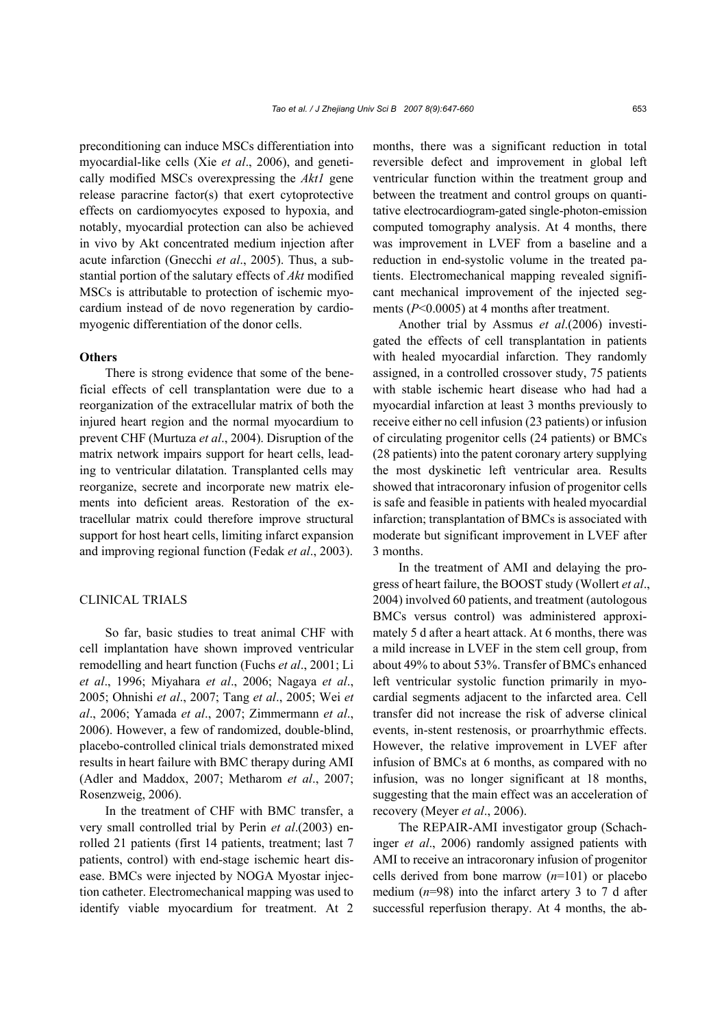preconditioning can induce MSCs differentiation into myocardial-like cells (Xie *et al*., 2006), and genetically modified MSCs overexpressing the *Akt1* gene release paracrine factor(s) that exert cytoprotective effects on cardiomyocytes exposed to hypoxia, and notably, myocardial protection can also be achieved in vivo by Akt concentrated medium injection after acute infarction (Gnecchi *et al*., 2005). Thus, a substantial portion of the salutary effects of *Akt* modified MSCs is attributable to protection of ischemic myocardium instead of de novo regeneration by cardiomyogenic differentiation of the donor cells.

### Others

There is strong evidence that some of the beneficial effects of cell transplantation were due to a reorganization of the extracellular matrix of both the injured heart region and the normal myocardium to prevent CHF (Murtuza *et al*., 2004). Disruption of the matrix network impairs support for heart cells, leading to ventricular dilatation. Transplanted cells may reorganize, secrete and incorporate new matrix elements into deficient areas. Restoration of the extracellular matrix could therefore improve structural support for host heart cells, limiting infarct expansion and improving regional function (Fedak *et al*., 2003).

## CLINICAL TRIALS

So far, basic studies to treat animal CHF with cell implantation have shown improved ventricular remodelling and heart function (Fuchs *et al*., 2001; Li *et al*., 1996; Miyahara *et al*., 2006; Nagaya *et al*., 2005; Ohnishi *et al*., 2007; Tang *et al*., 2005; Wei *et al*., 2006; Yamada *et al*., 2007; Zimmermann *et al*., 2006). However, a few of randomized, double-blind, placebo-controlled clinical trials demonstrated mixed results in heart failure with BMC therapy during AMI (Adler and Maddox, 2007; Metharom *et al*., 2007; Rosenzweig, 2006).

In the treatment of CHF with BMC transfer, a very small controlled trial by Perin *et al*.(2003) enrolled 21 patients (first 14 patients, treatment; last 7 patients, control) with end-stage ischemic heart disease. BMCs were injected by NOGA Myostar injection catheter. Electromechanical mapping was used to identify viable myocardium for treatment. At 2 months, there was a significant reduction in total reversible defect and improvement in global left ventricular function within the treatment group and between the treatment and control groups on quantitative electrocardiogram-gated single-photon-emission computed tomography analysis. At 4 months, there was improvement in LVEF from a baseline and a reduction in end-systolic volume in the treated patients. Electromechanical mapping revealed significant mechanical improvement of the injected segments ($P<0.0005$) at 4 months after treatment.

Another trial by Assmus *et al*.(2006) investigated the effects of cell transplantation in patients with healed myocardial infarction. They randomly assigned, in a controlled crossover study, 75 patients with stable ischemic heart disease who had had a myocardial infarction at least 3 months previously to receive either no cell infusion (23 patients) or infusion of circulating progenitor cells (24 patients) or BMCs (28 patients) into the patent coronary artery supplying the most dyskinetic left ventricular area. Results showed that intracoronary infusion of progenitor cells is safe and feasible in patients with healed myocardial infarction; transplantation of BMCs is associated with moderate but significant improvement in LVEF after 3 months.

In the treatment of AMI and delaying the progress of heart failure, the BOOST study (Wollert *et al*., 2004) involved 60 patients, and treatment (autologous BMCs versus control) was administered approximately 5 d after a heart attack. At 6 months, there was a mild increase in LVEF in the stem cell group, from about 49% to about 53%. Transfer of BMCs enhanced left ventricular systolic function primarily in myocardial segments adjacent to the infarcted area. Cell transfer did not increase the risk of adverse clinical events, in-stent restenosis, or proarrhythmic effects. However, the relative improvement in LVEF after infusion of BMCs at 6 months, as compared with no infusion, was no longer significant at 18 months, suggesting that the main effect was an acceleration of recovery (Meyer *et al*., 2006).

The REPAIR-AMI investigator group (Schachinger *et al*., 2006) randomly assigned patients with AMI to receive an intracoronary infusion of progenitor cells derived from bone marrow ($n$=101) or placebo medium ($n$=98) into the infarct artery 3 to 7 d after successful reperfusion therapy. At 4 months, the ab-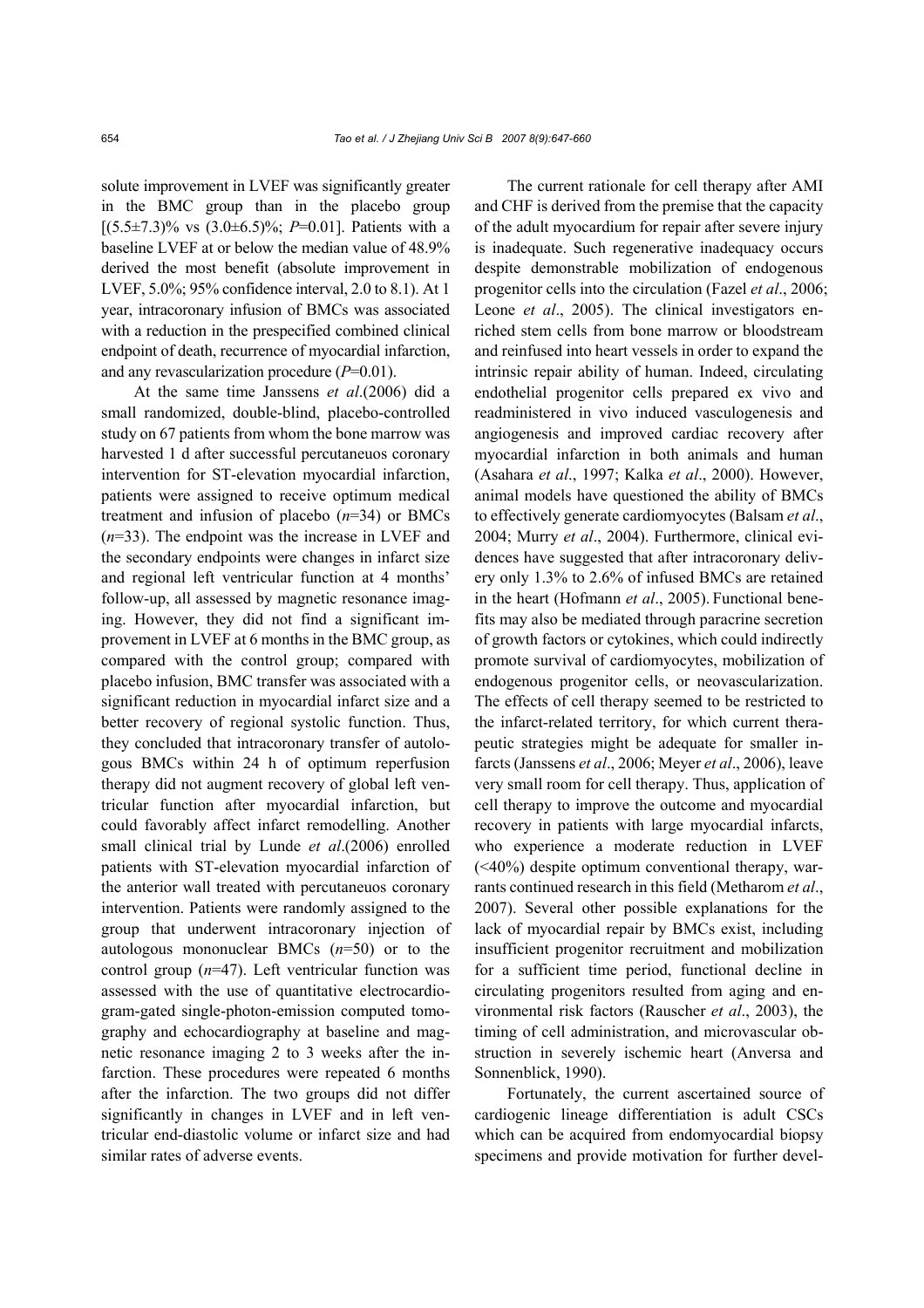solute improvement in LVEF was significantly greater in the BMC group than in the placebo group [(5.5±7.3)% vs (3.0±6.5)%; $P$=0.01]. Patients with a baseline LVEF at or below the median value of 48.9% derived the most benefit (absolute improvement in LVEF, 5.0%; 95% confidence interval, 2.0 to 8.1). At 1 year, intracoronary infusion of BMCs was associated with a reduction in the prespecified combined clinical endpoint of death, recurrence of myocardial infarction, and any revascularization procedure ($P$=0.01).

At the same time Janssens *et al*.(2006) did a small randomized, double-blind, placebo-controlled study on 67 patients from whom the bone marrow was harvested 1 d after successful percutaneuos coronary intervention for ST-elevation myocardial infarction, patients were assigned to receive optimum medical treatment and infusion of placebo ($n$=34) or BMCs ($n$=33). The endpoint was the increase in LVEF and the secondary endpoints were changes in infarct size and regional left ventricular function at 4 months' follow-up, all assessed by magnetic resonance imaging. However, they did not find a significant improvement in LVEF at 6 months in the BMC group, as compared with the control group; compared with placebo infusion, BMC transfer was associated with a significant reduction in myocardial infarct size and a better recovery of regional systolic function. Thus, they concluded that intracoronary transfer of autologous BMCs within 24 h of optimum reperfusion therapy did not augment recovery of global left ventricular function after myocardial infarction, but could favorably affect infarct remodelling. Another small clinical trial by Lunde *et al*.(2006) enrolled patients with ST-elevation myocardial infarction of the anterior wall treated with percutaneus coronary intervention. Patients were randomly assigned to the group that underwent intracoronary injection of autologous mononuclear BMCs ($n$=50) or to the control group ($n$=47). Left ventricular function was assessed with the use of quantitative electrocardiogram-gated single-photon-emission computed tomography and echocardiography at baseline and magnetic resonance imaging 2 to 3 weeks after the infarction. These procedures were repeated 6 months after the infarction. The two groups did not differ significantly in changes in LVEF and in left ventricular end-diastolic volume or infarct size and had similar rates of adverse events.

The current rationale for cell therapy after AMI and CHF is derived from the premise that the capacity of the adult myocardium for repair after severe injury is inadequate. Such regenerative inadequacy occurs despite demonstrable mobilization of endogenous progenitor cells into the circulation (Fazel *et al*., 2006; Leone *et al*., 2005). The clinical investigators enriched stem cells from bone marrow or bloodstream and reinfused into heart vessels in order to expand the intrinsic repair ability of human. Indeed, circulating endothelial progenitor cells prepared ex vivo and readministered in vivo induced vasculogenesis and angiogenesis and improved cardiac recovery after myocardial infarction in both animals and human (Asahara *et al*., 1997; Kalka *et al*., 2000). However, animal models have questioned the ability of BMCs to effectively generate cardiomyocytes (Balsam *et al*., 2004; Murry *et al*., 2004). Furthermore, clinical evidences have suggested that after intracoronary delivery only 1.3% to 2.6% of infused BMCs are retained in the heart (Hofmann *et al*., 2005). Functional benefits may also be mediated through paracrine secretion of growth factors or cytokines, which could indirectly promote survival of cardiomyocytes, mobilization of endogenous progenitor cells, or neovascularization. The effects of cell therapy seemed to be restricted to the infarct-related territory, for which current therapeutic strategies might be adequate for smaller infarcts (Janssens *et al*., 2006; Meyer *et al*., 2006), leave very small room for cell therapy. Thus, application of cell therapy to improve the outcome and myocardial recovery in patients with large myocardial infarcts, who experience a moderate reduction in LVEF (<40%) despite optimum conventional therapy, warrants continued research in this field (Metharom *et al*., 2007). Several other possible explanations for the lack of myocardial repair by BMCs exist, including insufficient progenitor recruitment and mobilization for a sufficient time period, functional decline in circulating progenitors resulted from aging and environmental risk factors (Rauscher *et al*., 2003), the timing of cell administration, and microvascular obstruction in severely ischemic heart (Anversa and Sonnenblick, 1990).

Fortunately, the current ascertained source of cardiogenic lineage differentiation is adult CSCs which can be acquired from endomyocardial biopsy specimens and provide motivation for further devel-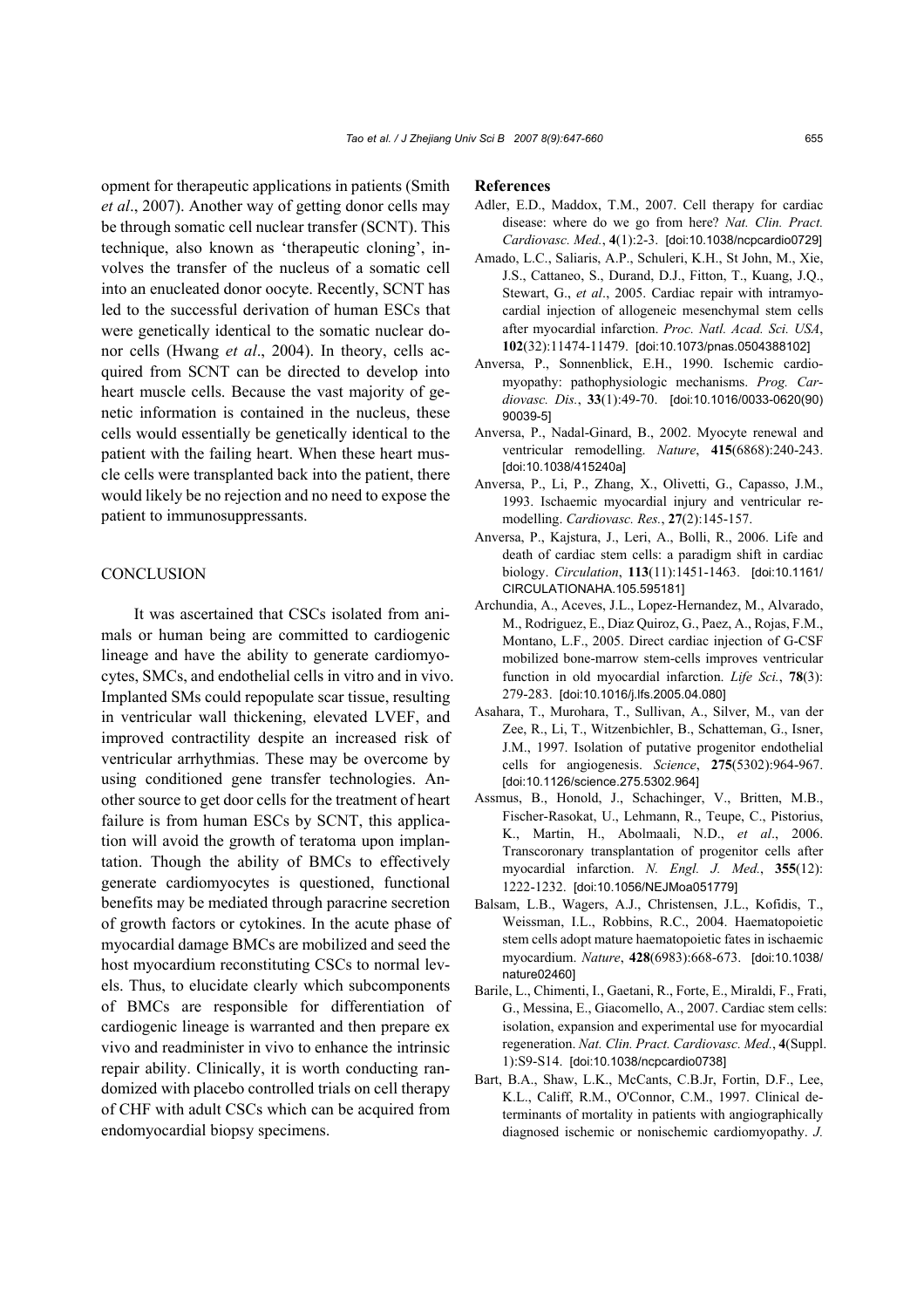opment for therapeutic applications in patients (Smith *et al*., 2007). Another way of getting donor cells may be through somatic cell nuclear transfer (SCNT). This technique, also known as 'therapeutic cloning', involves the transfer of the nucleus of a somatic cell into an enucleated donor oocyte. Recently, SCNT has led to the successful derivation of human ESCs that were genetically identical to the somatic nuclear donor cells (Hwang *et al*., 2004). In theory, cells acquired from SCNT can be directed to develop into heart muscle cells. Because the vast majority of genetic information is contained in the nucleus, these cells would essentially be genetically identical to the patient with the failing heart. When these heart muscle cells were transplanted back into the patient, there would likely be no rejection and no need to expose the patient to immunosuppressants.

## CONCLUSION

It was ascertained that CSCs isolated from animals or human being are committed to cardiogenic lineage and have the ability to generate cardiomyocytes, SMCs, and endothelial cells in vitro and in vivo. Implanted SMs could repopulate scar tissue, resulting in ventricular wall thickening, elevated LVEF, and improved contractility despite an increased risk of ventricular arrhythmias. These may be overcome by using conditioned gene transfer technologies. Another source to get door cells for the treatment of heart failure is from human ESCs by SCNT, this application will avoid the growth of teratoma upon implantation. Though the ability of BMCs to effectively generate cardiomyocytes is questioned, functional benefits may be mediated through paracrine secretion of growth factors or cytokines. In the acute phase of myocardial damage BMCs are mobilized and seed the host myocardium reconstituting CSCs to normal levels. Thus, to elucidate clearly which subcomponents of BMCs are responsible for differentiation of cardiogenic lineage is warranted and then prepare ex vivo and readminister in vivo to enhance the intrinsic repair ability. Clinically, it is worth conducting randomized with placebo controlled trials on cell therapy of CHF with adult CSCs which can be acquired from endomyocardial biopsy specimens.

## References

Adler, E.D., Maddox, T.M., 2007. Cell therapy for cardiac disease: where do we go from here? *Nat. Clin. Pract. Cardiovasc. Med.*, **4**(1):2-3. [doi:10.1038/ncpcardio0729]

Amado, L.C., Saliaris, A.P., Schuleri, K.H., St John, M., Xie, J.S., Cattaneo, S., Durand, D.J., Fitton, T., Kuang, J.Q., Stewart, G., *et al*., 2005. Cardiac repair with intramyocardial injection of allogeneic mesenchymal stem cells after myocardial infarction. *Proc. Natl. Acad. Sci. USA*, **102**(32):11474-11479. [doi:10.1073/pnas.0504388102]

Anversa, P., Sonnenblick, E.H., 1990. Ischemic cardiomyopathy: pathophysiologic mechanisms. *Prog. Cardiovasc. Dis.*, **33**(1):49-70. [doi:10.1016/0033-0620(90)90039-5]

Anversa, P., Nadal-Ginard, B., 2002. Myocyte renewal and ventricular remodelling. *Nature*, **415**(6868):240-243. [doi:10.1038/415240a]

Anversa, P., Li, P., Zhang, X., Olivetti, G., Capasso, J.M., 1993. Ischaemic myocardial injury and ventricular remodelling. *Cardiovasc. Res.*, **27**(2):145-157.

Anversa, P., Kajstura, J., Leri, A., Bolli, R., 2006. Life and death of cardiac stem cells: a paradigm shift in cardiac biology. *Circulation*, **113**(11):1451-1463. [doi:10.1161/CIRCULATIONAHA.105.595181]

Archundia, A., Aceves, J.L., Lopez-Hernandez, M., Alvarado, M., Rodriguez, E., Diaz Quiroz, G., Paez, A., Rojas, F.M., Montano, L.F., 2005. Direct cardiac injection of G-CSF mobilized bone-marrow stem-cells improves ventricular function in old myocardial infarction. *Life Sci.*, **78**(3):279-283. [doi:10.1016/j.lfs.2005.04.080]

Asahara, T., Murohara, T., Sullivan, A., Silver, M., van der Zee, R., Li, T., Witzenbichler, B., Schatteman, G., Isner, J.M., 1997. Isolation of putative progenitor endothelial cells for angiogenesis. *Science*, **275**(5302):964-967. [doi:10.1126/science.275.5302.964]

Assmus, B., Honold, J., Schachinger, V., Britten, M.B., Fischer-Rasokat, U., Lehmann, R., Teupe, C., Pistorius, K., Martin, H., Abolmaali, N.D., *et al*., 2006. Transcoronary transplantation of progenitor cells after myocardial infarction. *N. Engl. J. Med.*, **355**(12):1222-1232. [doi:10.1056/NEJMoa051779]

Balsam, L.B., Wagers, A.J., Christensen, J.L., Kofidis, T., Weissman, I.L., Robbins, R.C., 2004. Haematopoietic stem cells adopt mature haematopoietic fates in ischaemic myocardium. *Nature*, **428**(6983):668-673. [doi:10.1038/nature02460]

Barile, L., Chimenti, I., Gaetani, R., Forte, E., Miraldi, F., Frati, G., Messina, E., Giacomello, A., 2007. Cardiac stem cells: isolation, expansion and experimental use for myocardial regeneration. *Nat. Clin. Pract. Cardiovasc. Med.*, **4**(Suppl. 1):S9-S14. [doi:10.1038/ncpcardio0738]

Bart, B.A., Shaw, L.K., McCants, C.B.Jr, Fortin, D.F., Lee, K.L., Califf, R.M., O'Connor, C.M., 1997. Clinical determinants of mortality in patients with angiographically diagnosed ischemic or nonischemic cardiomyopathy. *J.*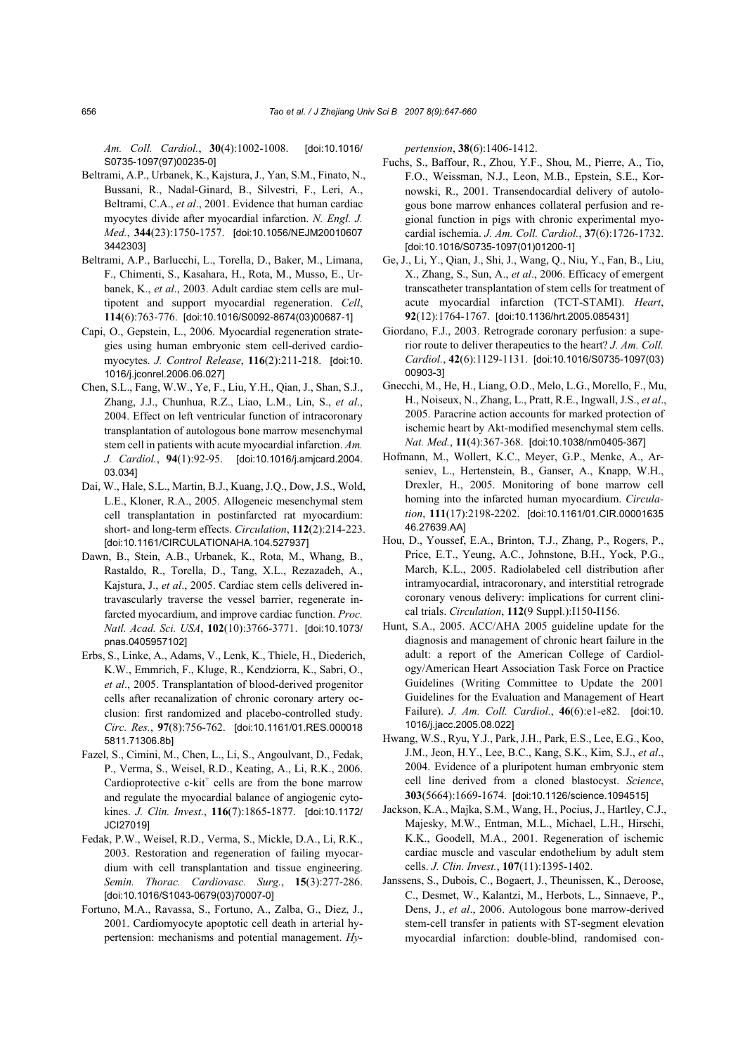*Am. Coll. Cardiol.*, **30**(4):1002-1008. [doi:10.1016/S0735-1097(97)00235-0]

Beltrami, A.P., Urbanek, K., Kajstura, J., Yan, S.M., Finato, N., Bussani, R., Nadal-Ginard, B., Silvestri, F., Leri, A., Beltrami, C.A., *et al*., 2001. Evidence that human cardiac myocytes divide after myocardial infarction. *N. Engl. J. Med.*, **344**(23):1750-1757. [doi:10.1056/NEJM200106073442303]

Beltrami, A.P., Barlucchi, L., Torella, D., Baker, M., Limana, F., Chimenti, S., Kasahara, H., Rota, M., Musso, E., Urbanek, K., *et al*., 2003. Adult cardiac stem cells are multipotent and support myocardial regeneration. *Cell*, **114**(6):763-776. [doi:10.1016/S0092-8674(03)00687-1]

Capi, O., Gepstein, L., 2006. Myocardial regeneration strategies using human embryonic stem cell-derived cardiomyocytes. *J. Control Release*, **116**(2):211-218. [doi:10.1016/j.jconrel.2006.06.027]

Chen, S.L., Fang, W.W., Ye, F., Liu, Y.H., Qian, J., Shan, S.J., Zhang, J.J., Chunhua, R.Z., Liao, L.M., Lin, S., *et al*., 2004. Effect on left ventricular function of intracoronary transplantation of autologous bone marrow mesenchymal stem cell in patients with acute myocardial infarction. *Am. J. Cardiol.*, **94**(1):92-95. [doi:10.1016/j.amjcard.2004.03.034]

Dai, W., Hale, S.L., Martin, B.J., Kuang, J.Q., Dow, J.S., Wold, L.E., Kloner, R.A., 2005. Allogeneic mesenchymal stem cell transplantation in postinfarcted rat myocardium: short- and long-term effects. *Circulation*, **112**(2):214-223. [doi:10.1161/CIRCULATIONAHA.104.527937]

Dawn, B., Stein, A.B., Urbanek, K., Rota, M., Whang, B., Rastaldo, R., Torella, D., Tang, X.L., Rezazadeh, A., Kajstura, J., *et al*., 2005. Cardiac stem cells delivered intravascularly traverse the vessel barrier, regenerate infarcted myocardium, and improve cardiac function. *Proc. Natl. Acad. Sci. USA*, **102**(10):3766-3771. [doi:10.1073/pnas.0405957102]

Erbs, S., Linke, A., Adams, V., Lenk, K., Thiele, H., Diederich, K.W., Emmrich, F., Kluge, R., Kendziorra, K., Sabri, O., *et al*., 2005. Transplantation of blood-derived progenitor cells after recanalization of chronic coronary artery occlusion: first randomized and placebo-controlled study. *Circ. Res.*, **97**(8):756-762. [doi:10.1161/01.RES.0000185811.71306.8b]

Fazel, S., Cimini, M., Chen, L., Li, S., Angoulvant, D., Fedak, P., Verma, S., Weisel, R.D., Keating, A., Li, R.K., 2006. Cardioprotective c-kit$^{+}$ cells are from the bone marrow and regulate the myocardial balance of angiogenic cytokines. *J. Clin. Invest.*, **116**(7):1865-1877. [doi:10.1172/JCI27019]

Fedak, P.W., Weisel, R.D., Verma, S., Mickle, D.A., Li, R.K., 2003. Restoration and regeneration of failing myocardium with cell transplantation and tissue engineering. *Semin. Thorac. Cardiovasc. Surg.*, **15**(3):277-286. [doi:10.1016/S1043-0679(03)70007-0]

Fortuno, M.A., Ravassa, S., Fortuno, A., Zalba, G., Diez, J., 2001. Cardiomyocyte apoptotic cell death in arterial hypertension: mechanisms and potential management. *Hypertension*, **38**(6):1406-1412.

Fuchs, S., Baffour, R., Zhou, Y.F., Shou, M., Pierre, A., Tio, F.O., Weissman, N.J., Leon, M.B., Epstein, S.E., Kornowski, R., 2001. Transendocardial delivery of autologous bone marrow enhances collateral perfusion and regional function in pigs with chronic experimental myocardial ischemia. *J. Am. Coll. Cardiol.*, **37**(6):1726-1732. [doi:10.1016/S0735-1097(01)01200-1]

Ge, J., Li, Y., Qian, J., Shi, J., Wang, Q., Niu, Y., Fan, B., Liu, X., Zhang, S., Sun, A., *et al*., 2006. Efficacy of emergent transcatheter transplantation of stem cells for treatment of acute myocardial infarction (TCT-STAMI). *Heart*, **92**(12):1764-1767. [doi:10.1136/hrt.2005.085431]

Giordano, F.J., 2003. Retrograde coronary perfusion: a superior route to deliver therapeutics to the heart? *J. Am. Coll. Cardiol.*, **42**(6):1129-1131. [doi:10.1016/S0735-1097(03)00903-3]

Gnecchi, M., He, H., Liang, O.D., Melo, L.G., Morello, F., Mu, H., Noiseux, N., Zhang, L., Pratt, R.E., Ingwall, J.S., *et al*., 2005. Paracrine action accounts for marked protection of ischemic heart by Akt-modified mesenchymal stem cells. *Nat. Med.*, **11**(4):367-368. [doi:10.1038/nm0405-367]

Hofmann, M., Wollert, K.C., Meyer, G.P., Menke, A., Arseniev, L., Hertenstein, B., Ganser, A., Knapp, W.H., Drexler, H., 2005. Monitoring of bone marrow cell homing into the infarcted human myocardium. *Circulation*, **111**(17):2198-2202. [doi:10.1161/01.CIR.0000163546.27639.AA]

Hou, D., Youssef, E.A., Brinton, T.J., Zhang, P., Rogers, P., Price, E.T., Yeung, A.C., Johnstone, B.H., Yock, P.G., March, K.L., 2005. Radiolabeled cell distribution after intramyocardial, intracoronary, and interstitial retrograde coronary venous delivery: implications for current clinical trials. *Circulation*, **112**(9 Suppl.):I150-I156.

Hunt, S.A., 2005. ACC/AHA 2005 guideline update for the diagnosis and management of chronic heart failure in the adult: a report of the American College of Cardiology/American Heart Association Task Force on Practice Guidelines (Writing Committee to Update the 2001 Guidelines for the Evaluation and Management of Heart Failure). *J. Am. Coll. Cardiol.*, **46**(6):e1-e82. [doi:10.1016/j.jacc.2005.08.022]

Hwang, W.S., Ryu, Y.J., Park, J.H., Park, E.S., Lee, E.G., Koo, J.M., Jeon, H.Y., Lee, B.C., Kang, S.K., Kim, S.J., *et al*., 2004. Evidence of a pluripotent human embryonic stem cell line derived from a cloned blastocyst. *Science*, **303**(5664):1669-1674. [doi:10.1126/science.1094515]

Jackson, K.A., Majka, S.M., Wang, H., Pocius, J., Hartley, C.J., Majesky, M.W., Entman, M.L., Michael, L.H., Hirschi, K.K., Goodell, M.A., 2001. Regeneration of ischemic cardiac muscle and vascular endothelium by adult stem cells. *J. Clin. Invest.*, **107**(11):1395-1402.

Janssens, S., Dubois, C., Bogaert, J., Theunissen, K., Deroose, C., Desmet, W., Kalantzi, M., Herbots, L., Sinnaeve, P., Dens, J., *et al*., 2006. Autologous bone marrow-derived stem-cell transfer in patients with ST-segment elevation myocardial infarction: double-blind, randomised con-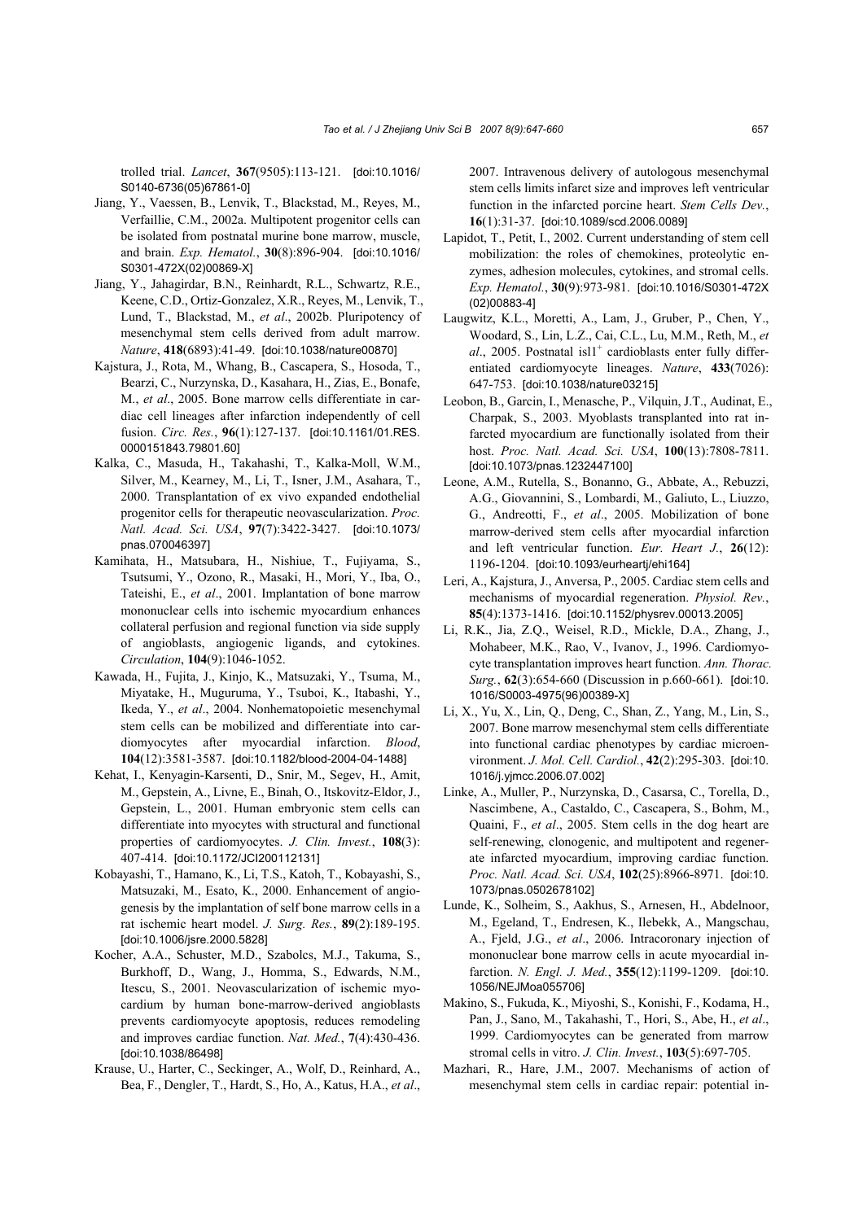trolled trial. *Lancet*, **367**(9505):113-121. [doi:10.1016/S0140-6736(05)67861-0]

Jiang, Y., Vaessen, B., Lenvik, T., Blackstad, M., Reyes, M., Verfaillie, C.M., 2002a. Multipotent progenitor cells can be isolated from postnatal murine bone marrow, muscle, and brain. *Exp. Hematol.*, **30**(8):896-904. [doi:10.1016/S0301-472X(02)00869-X]

Jiang, Y., Jahagirdar, B.N., Reinhardt, R.L., Schwartz, R.E., Keene, C.D., Ortiz-Gonzalez, X.R., Reyes, M., Lenvik, T., Lund, T., Blackstad, M., *et al*., 2002b. Pluripotency of mesenchymal stem cells derived from adult marrow. *Nature*, **418**(6893):41-49. [doi:10.1038/nature00870]

Kajstura, J., Rota, M., Whang, B., Cascapera, S., Hosoda, T., Bearzi, C., Nurzynska, D., Kasahara, H., Zias, E., Bonafe, M., *et al*., 2005. Bone marrow cells differentiate in cardiac cell lineages after infarction independently of cell fusion. *Circ. Res.*, **96**(1):127-137. [doi:10.1161/01.RES.0000151843.79801.60]

Kalka, C., Masuda, H., Takahashi, T., Kalka-Moll, W.M., Silver, M., Kearney, M., Li, T., Isner, J.M., Asahara, T., 2000. Transplantation of ex vivo expanded endothelial progenitor cells for therapeutic neovascularization. *Proc. Natl. Acad. Sci. USA*, **97**(7):3422-3427. [doi:10.1073/pnas.070046397]

Kamihata, H., Matsubara, H., Nishiue, T., Fujiyama, S., Tsutsumi, Y., Ozono, R., Masaki, H., Mori, Y., Iba, O., Tateishi, E., *et al*., 2001. Implantation of bone marrow mononuclear cells into ischemic myocardium enhances collateral perfusion and regional function via side supply of angioblasts, angiogenic ligands, and cytokines. *Circulation*, **104**(9):1046-1052.

Kawada, H., Fujita, J., Kinjo, K., Matsuzaki, Y., Tsuma, M., Miyatake, H., Muguruma, Y., Tsuboi, K., Itabashi, Y., Ikeda, Y., *et al*., 2004. Nonhematopoietic mesenchymal stem cells can be mobilized and differentiate into cardiomyocytes after myocardial infarction. *Blood*, **104**(12):3581-3587. [doi:10.1182/blood-2004-04-1488]

Kehat, I., Kenyagin-Karsenti, D., Snir, M., Segev, H., Amit, M., Gepstein, A., Livne, E., Binah, O., Itskovitz-Eldor, J., Gepstein, L., 2001. Human embryonic stem cells can differentiate into myocytes with structural and functional properties of cardiomyocytes. *J. Clin. Invest.*, **108**(3):407-414. [doi:10.1172/JCI200112131]

Kobayashi, T., Hamano, K., Li, T.S., Katoh, T., Kobayashi, S., Matsuzaki, M., Esato, K., 2000. Enhancement of angiogenesis by the implantation of self bone marrow cells in a rat ischemic heart model. *J. Surg. Res.*, **89**(2):189-195. [doi:10.1006/jsre.2000.5828]

Kocher, A.A., Schuster, M.D., Szabolcs, M.J., Takuma, S., Burkhoff, D., Wang, J., Homma, S., Edwards, N.M., Itescu, S., 2001. Neovascularization of ischemic myocardium by human bone-marrow-derived angioblasts prevents cardiomyocyte apoptosis, reduces remodeling and improves cardiac function. *Nat. Med.*, **7**(4):430-436. [doi:10.1038/86498]

Krause, U., Harter, C., Seckinger, A., Wolf, D., Reinhard, A., Bea, F., Dengler, T., Hardt, S., Ho, A., Katus, H.A., *et al*., 2007. Intravenous delivery of autologous mesenchymal stem cells limits infarct size and improves left ventricular function in the infarcted porcine heart. *Stem Cells Dev.*, **16**(1):31-37. [doi:10.1089/scd.2006.0089]

Lapidot, T., Petit, I., 2002. Current understanding of stem cell mobilization: the roles of chemokines, proteolytic enzymes, adhesion molecules, cytokines, and stromal cells. *Exp. Hematol.*, **30**(9):973-981. [doi:10.1016/S0301-472X(02)00883-4]

Laugwitz, K.L., Moretti, A., Lam, J., Gruber, P., Chen, Y., Woodard, S., Lin, L.Z., Cai, C.L., Lu, M.M., Reth, M., *et al*., 2005. Postnatal isl1$^{+}$ cardioblasts enter fully differentiated cardiomyocyte lineages. *Nature*, **433**(7026):647-753. [doi:10.1038/nature03215]

Leobon, B., Garcin, I., Menasche, P., Vilquin, J.T., Audinat, E., Charpak, S., 2003. Myoblasts transplanted into rat infarcted myocardium are functionally isolated from their host. *Proc. Natl. Acad. Sci. USA*, **100**(13):7808-7811. [doi:10.1073/pnas.1232447100]

Leone, A.M., Rutella, S., Bonanno, G., Abbate, A., Rebuzzi, A.G., Giovannini, S., Lombardi, M., Galiuto, L., Liuzzo, G., Andreotti, F., *et al*., 2005. Mobilization of bone marrow-derived stem cells after myocardial infarction and left ventricular function. *Eur. Heart J.*, **26**(12):1196-1204. [doi:10.1093/eurheartj/ehi164]

Leri, A., Kajstura, J., Anversa, P., 2005. Cardiac stem cells and mechanisms of myocardial regeneration. *Physiol. Rev.*, **85**(4):1373-1416. [doi:10.1152/physrev.00013.2005]

Li, R.K., Jia, Z.Q., Weisel, R.D., Mickle, D.A., Zhang, J., Mohabeer, M.K., Rao, V., Ivanov, J., 1996. Cardiomyocyte transplantation improves heart function. *Ann. Thorac. Surg.*, **62**(3):654-660 (Discussion in p.660-661). [doi:10.1016/S0003-4975(96)00389-X]

Li, X., Yu, X., Lin, Q., Deng, C., Shan, Z., Yang, M., Lin, S., 2007. Bone marrow mesenchymal stem cells differentiate into functional cardiac phenotypes by cardiac microenvironment. *J. Mol. Cell. Cardiol.*, **42**(2):295-303. [doi:10.1016/j.yjmcc.2006.07.002]

Linke, A., Muller, P., Nurzynska, D., Casarsa, C., Torella, D., Nascimbene, A., Castaldo, C., Cascapera, S., Bohm, M., Quaini, F., *et al*., 2005. Stem cells in the dog heart are self-renewing, clonogenic, and multipotent and regenerate infarcted myocardium, improving cardiac function. *Proc. Natl. Acad. Sci. USA*, **102**(25):8966-8971. [doi:10.1073/pnas.0502678102]

Lunde, K., Solheim, S., Aakhus, S., Arnesen, H., Abdelnoor, M., Egeland, T., Endresen, K., Ilebekk, A., Mangschau, A., Fjeld, J.G., *et al*., 2006. Intracoronary injection of mononuclear bone marrow cells in acute myocardial infarction. *N. Engl. J. Med.*, **355**(12):1199-1209. [doi:10.1056/NEJMoa055706]

Makino, S., Fukuda, K., Miyoshi, S., Konishi, F., Kodama, H., Pan, J., Sano, M., Takahashi, T., Hori, S., Abe, H., *et al*., 1999. Cardiomyocytes can be generated from marrow stromal cells in vitro. *J. Clin. Invest.*, **103**(5):697-705.

Mazhari, R., Hare, J.M., 2007. Mechanisms of action of mesenchymal stem cells in cardiac repair: potential in-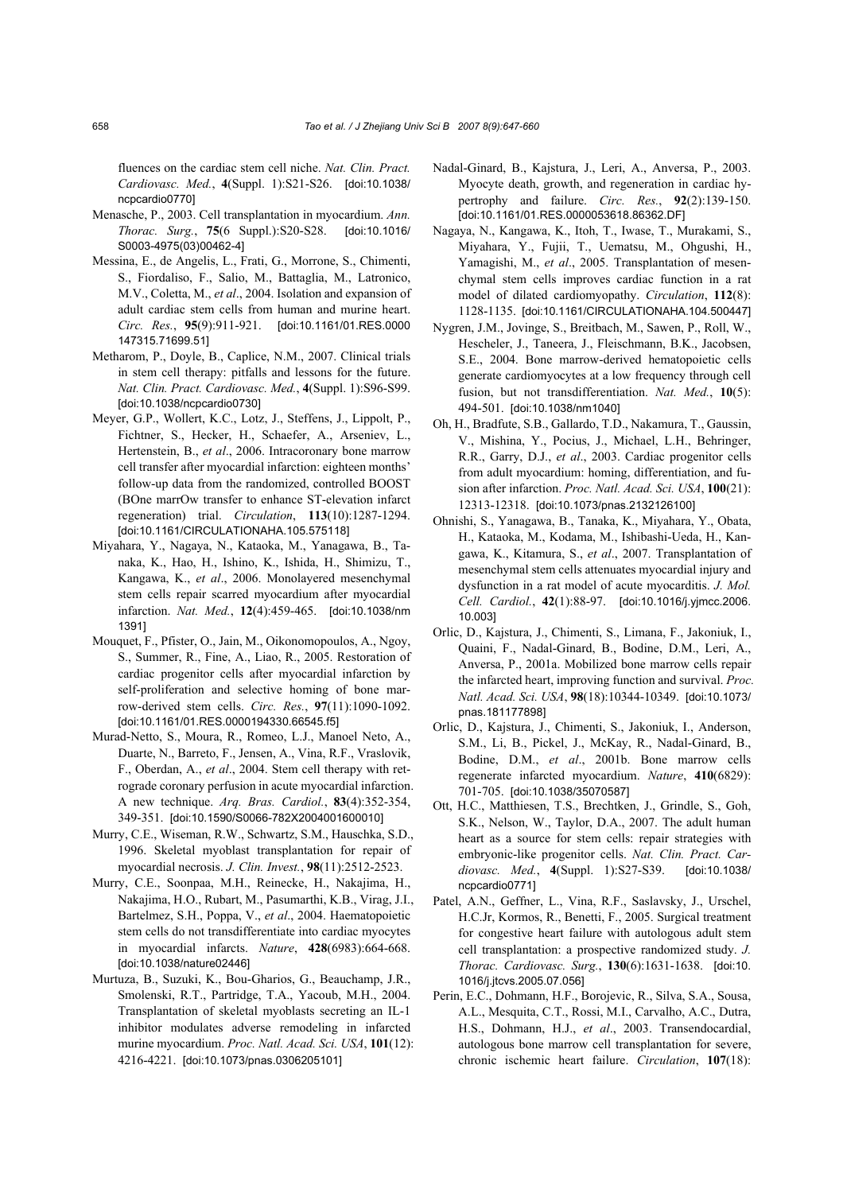fluences on the cardiac stem cell niche. *Nat. Clin. Pract. Cardiovasc. Med.*, **4**(Suppl. 1):S21-S26. [doi:10.1038/ncpcardio0770]

Menasche, P., 2003. Cell transplantation in myocardium. *Ann. Thorac. Surg.*, **75**(6 Suppl.):S20-S28. [doi:10.1016/S0003-4975(03)00462-4]

Messina, E., de Angelis, L., Frati, G., Morrone, S., Chimenti, S., Fiordaliso, F., Salio, M., Battaglia, M., Latronico, M.V., Coletta, M., *et al*., 2004. Isolation and expansion of adult cardiac stem cells from human and murine heart. *Circ. Res.*, **95**(9):911-921. [doi:10.1161/01.RES.0000147315.71699.51]

Metharom, P., Doyle, B., Caplice, N.M., 2007. Clinical trials in stem cell therapy: pitfalls and lessons for the future. *Nat. Clin. Pract. Cardiovasc. Med.*, **4**(Suppl. 1):S96-S99. [doi:10.1038/ncpcardio0730]

Meyer, G.P., Wollert, K.C., Lotz, J., Steffens, J., Lippolt, P., Fichtner, S., Hecker, H., Schaefer, A., Arseniev, L., Hertenstein, B., *et al*., 2006. Intracoronary bone marrow cell transfer after myocardial infarction: eighteen months' follow-up data from the randomized, controlled BOOST (BOne marrOw transfer to enhance ST-elevation infarct regeneration) trial. *Circulation*, **113**(10):1287-1294. [doi:10.1161/CIRCULATIONAHA.105.575118]

Miyahara, Y., Nagaya, N., Kataoka, M., Yanagawa, B., Tanaka, K., Hao, H., Ishino, K., Ishida, H., Shimizu, T., Kangawa, K., *et al*., 2006. Monolayered mesenchymal stem cells repair scarred myocardium after myocardial infarction. *Nat. Med.*, **12**(4):459-465. [doi:10.1038/nm1391]

Mouquet, F., Pfister, O., Jain, M., Oikonomopoulos, A., Ngoy, S., Summer, R., Fine, A., Liao, R., 2005. Restoration of cardiac progenitor cells after myocardial infarction by self-proliferation and selective homing of bone marrow-derived stem cells. *Circ. Res.*, **97**(11):1090-1092. [doi:10.1161/01.RES.0000194330.66545.f5]

Murad-Netto, S., Moura, R., Romeo, L.J., Manoel Neto, A., Duarte, N., Barreto, F., Jensen, A., Vina, R.F., Vraslovik, F., Oberdan, A., *et al*., 2004. Stem cell therapy with retrograde coronary perfusion in acute myocardial infarction. A new technique. *Arq. Bras. Cardiol.*, **83**(4):352-354, 349-351. [doi:10.1590/S0066-782X2004001600010]

Murry, C.E., Wiseman, R.W., Schwartz, S.M., Hauschka, S.D., 1996. Skeletal myoblast transplantation for repair of myocardial necrosis. *J. Clin. Invest.*, **98**(11):2512-2523.

Murry, C.E., Soonpaa, M.H., Reinecke, H., Nakajima, H., Nakajima, H.O., Rubart, M., Pasumarthi, K.B., Virag, J.I., Bartelmez, S.H., Poppa, V., *et al*., 2004. Haematopoietic stem cells do not transdifferentiate into cardiac myocytes in myocardial infarcts. *Nature*, **428**(6983):664-668. [doi:10.1038/nature02446]

Murtuza, B., Suzuki, K., Bou-Gharios, G., Beauchamp, J.R., Smolenski, R.T., Partridge, T.A., Yacoub, M.H., 2004. Transplantation of skeletal myoblasts secreting an IL-1 inhibitor modulates adverse remodeling in infarcted murine myocardium. *Proc. Natl. Acad. Sci. USA*, **101**(12):4216-4221. [doi:10.1073/pnas.0306205101]

Nadal-Ginard, B., Kajstura, J., Leri, A., Anversa, P., 2003. Myocyte death, growth, and regeneration in cardiac hypertrophy and failure. *Circ. Res.*, **92**(2):139-150. [doi:10.1161/01.RES.0000053618.86362.DF]

Nagaya, N., Kangawa, K., Itoh, T., Iwase, T., Murakami, S., Miyahara, Y., Fujii, T., Uematsu, M., Ohgushi, H., Yamagishi, M., *et al*., 2005. Transplantation of mesenchymal stem cells improves cardiac function in a rat model of dilated cardiomyopathy. *Circulation*, **112**(8):1128-1135. [doi:10.1161/CIRCULATIONAHA.104.500447]

Nygren, J.M., Jovinge, S., Breitbach, M., Sawen, P., Roll, W., Hescheler, J., Taneera, J., Fleischmann, B.K., Jacobsen, S.E., 2004. Bone marrow-derived hematopoietic cells generate cardiomyocytes at a low frequency through cell fusion, but not transdifferentiation. *Nat. Med.*, **10**(5):494-501. [doi:10.1038/nm1040]

Oh, H., Bradfute, S.B., Gallardo, T.D., Nakamura, T., Gaussin, V., Mishina, Y., Pocius, J., Michael, L.H., Behringer, R.R., Garry, D.J., *et al*., 2003. Cardiac progenitor cells from adult myocardium: homing, differentiation, and fusion after infarction. *Proc. Natl. Acad. Sci. USA*, **100**(21):12313-12318. [doi:10.1073/pnas.2132126100]

Ohnishi, S., Yanagawa, B., Tanaka, K., Miyahara, Y., Obata, H., Kataoka, M., Kodama, M., Ishibashi-Ueda, H., Kangawa, K., Kitamura, S., *et al*., 2007. Transplantation of mesenchymal stem cells attenuates myocardial injury and dysfunction in a rat model of acute myocarditis. *J. Mol. Cell. Cardiol.*, **42**(1):88-97. [doi:10.1016/j.yjmcc.2006.10.003]

Orlic, D., Kajstura, J., Chimenti, S., Limana, F., Jakoniuk, I., Quaini, F., Nadal-Ginard, B., Bodine, D.M., Leri, A., Anversa, P., 2001a. Mobilized bone marrow cells repair the infarcted heart, improving function and survival. *Proc. Natl. Acad. Sci. USA*, **98**(18):10344-10349. [doi:10.1073/pnas.181177898]

Orlic, D., Kajstura, J., Chimenti, S., Jakoniuk, I., Anderson, S.M., Li, B., Pickel, J., McKay, R., Nadal-Ginard, B., Bodine, D.M., *et al*., 2001b. Bone marrow cells regenerate infarcted myocardium. *Nature*, **410**(6829):701-705. [doi:10.1038/35070587]

Ott, H.C., Matthiesen, T.S., Brechtken, J., Grindle, S., Goh, S.K., Nelson, W., Taylor, D.A., 2007. The adult human heart as a source for stem cells: repair strategies with embryonic-like progenitor cells. *Nat. Clin. Pract. Cardiovasc. Med.*, **4**(Suppl. 1):S27-S39. [doi:10.1038/ncpcardio0771]

Patel, A.N., Geffner, L., Vina, R.F., Saslavsky, J., Urschel, H.C.Jr, Kormos, R., Benetti, F., 2005. Surgical treatment for congestive heart failure with autologous adult stem cell transplantation: a prospective randomized study. *J. Thorac. Cardiovasc. Surg.*, **130**(6):1631-1638. [doi:10.1016/j.jtcvs.2005.07.056]

Perin, E.C., Dohmann, H.F., Borojevic, R., Silva, S.A., Sousa, A.L., Mesquita, C.T., Rossi, M.I., Carvalho, A.C., Dutra, H.S., Dohmann, H.J., *et al*., 2003. Transendocardial, autologous bone marrow cell transplantation for severe, chronic ischemic heart failure. *Circulation*, **107**(18):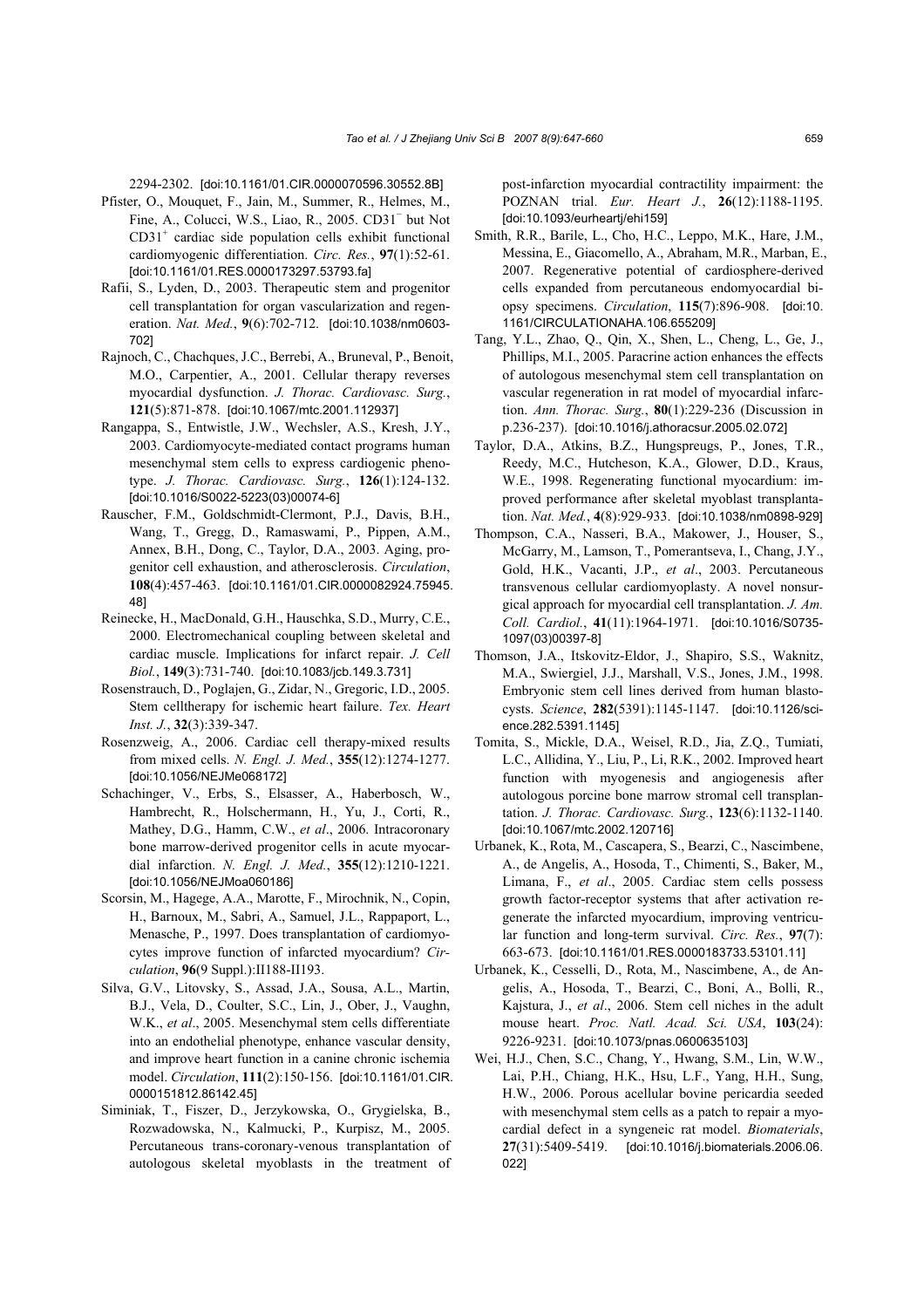2294-2302. [doi:10.1161/01.CIR.0000070596.30552.8B]

Pfister, O., Mouquet, F., Jain, M., Summer, R., Helmes, M., Fine, A., Colucci, W.S., Liao, R., 2005. CD31$^-$ but Not CD31$^+$ cardiac side population cells exhibit functional cardiomyogenic differentiation. *Circ. Res.*, **97**(1):52-61. [doi:10.1161/01.RES.0000173297.53793.fa]

Rafii, S., Lyden, D., 2003. Therapeutic stem and progenitor cell transplantation for organ vascularization and regeneration. *Nat. Med.*, **9**(6):702-712. [doi:10.1038/nm0603-702]

Rajnoch, C., Chachques, J.C., Berrebi, A., Bruneval, P., Benoit, M.O., Carpentier, A., 2001. Cellular therapy reverses myocardial dysfunction. *J. Thorac. Cardiovasc. Surg.*, **121**(5):871-878. [doi:10.1067/mtc.2001.112937]

Rangappa, S., Entwistle, J.W., Wechsler, A.S., Kresh, J.Y., 2003. Cardiomyocyte-mediated contact programs human mesenchymal stem cells to express cardiogenic phenotype. *J. Thorac. Cardiovasc. Surg.*, **126**(1):124-132. [doi:10.1016/S0022-5223(03)00074-6]

Rauscher, F.M., Goldschmidt-Clermont, P.J., Davis, B.H., Wang, T., Gregg, D., Ramaswami, P., Pippen, A.M., Annex, B.H., Dong, C., Taylor, D.A., 2003. Aging, progenitor cell exhaustion, and atherosclerosis. *Circulation*, **108**(4):457-463. [doi:10.1161/01.CIR.0000082924.75945.48]

Reinecke, H., MacDonald, G.H., Hauschka, S.D., Murry, C.E., 2000. Electromechanical coupling between skeletal and cardiac muscle. Implications for infarct repair. *J. Cell Biol.*, **149**(3):731-740. [doi:10.1083/jcb.149.3.731]

Rosenstrauch, D., Poglajen, G., Zidar, N., Gregoric, I.D., 2005. Stem celltherapy for ischemic heart failure. *Tex. Heart Inst. J.*, **32**(3):339-347.

Rosenzweig, A., 2006. Cardiac cell therapy-mixed results from mixed cells. *N. Engl. J. Med.*, **355**(12):1274-1277. [doi:10.1056/NEJMe068172]

Schachinger, V., Erbs, S., Elsasser, A., Haberbosch, W., Hambrecht, R., Holschermann, H., Yu, J., Corti, R., Mathey, D.G., Hamm, C.W., *et al*., 2006. Intracoronary bone marrow-derived progenitor cells in acute myocardial infarction. *N. Engl. J. Med.*, **355**(12):1210-1221. [doi:10.1056/NEJMoa060186]

Scorsin, M., Hagege, A.A., Marotte, F., Mirochnik, N., Copin, H., Barnoux, M., Sabri, A., Samuel, J.L., Rappaport, L., Menasche, P., 1997. Does transplantation of cardiomyocytes improve function of infarcted myocardium? *Circulation*, **96**(9 Suppl.):II188-II193.

Silva, G.V., Litovsky, S., Assad, J.A., Sousa, A.L., Martin, B.J., Vela, D., Coulter, S.C., Lin, J., Ober, J., Vaughn, W.K., *et al*., 2005. Mesenchymal stem cells differentiate into an endothelial phenotype, enhance vascular density, and improve heart function in a canine chronic ischemia model. *Circulation*, **111**(2):150-156. [doi:10.1161/01.CIR.0000151812.86142.45]

Siminiak, T., Fiszer, D., Jerzykowska, O., Grygielska, B., Rozwadowska, N., Kalmucki, P., Kurpisz, M., 2005. Percutaneous trans-coronary-venous transplantation of autologous skeletal myoblasts in the treatment of post-infarction myocardial contractility impairment: the POZNAN trial. *Eur. Heart J.*, **26**(12):1188-1195. [doi:10.1093/eurheartj/ehi159]

Smith, R.R., Barile, L., Cho, H.C., Leppo, M.K., Hare, J.M., Messina, E., Giacomello, A., Abraham, M.R., Marban, E., 2007. Regenerative potential of cardiosphere-derived cells expanded from percutaneous endomyocardial biopsy specimens. *Circulation*, **115**(7):896-908. [doi:10.1161/CIRCULATIONAHA.106.655209]

Tang, Y.L., Zhao, Q., Qin, X., Shen, L., Cheng, L., Ge, J., Phillips, M.I., 2005. Paracrine action enhances the effects of autologous mesenchymal stem cell transplantation on vascular regeneration in rat model of myocardial infarction. *Ann. Thorac. Surg.*, **80**(1):229-236 (Discussion in p.236-237). [doi:10.1016/j.athoracsur.2005.02.072]

Taylor, D.A., Atkins, B.Z., Hungspreugs, P., Jones, T.R., Reedy, M.C., Hutcheson, K.A., Glower, D.D., Kraus, W.E., 1998. Regenerating functional myocardium: improved performance after skeletal myoblast transplantation. *Nat. Med.*, **4**(8):929-933. [doi:10.1038/nm0898-929]

Thompson, C.A., Nasseri, B.A., Makower, J., Houser, S., McGarry, M., Lamson, T., Pomerantseva, I., Chang, J.Y., Gold, H.K., Vacanti, J.P., *et al*., 2003. Percutaneous transvenous cellular cardiomyoplasty. A novel nonsurgical approach for myocardial cell transplantation. *J. Am. Coll. Cardiol.*, **41**(11):1964-1971. [doi:10.1016/S0735-1097(03)00397-8]

Thomson, J.A., Itskovitz-Eldor, J., Shapiro, S.S., Waknitz, M.A., Swiergiel, J.J., Marshall, V.S., Jones, J.M., 1998. Embryonic stem cell lines derived from human blastocysts. *Science*, **282**(5391):1145-1147. [doi:10.1126/science.282.5391.1145]

Tomita, S., Mickle, D.A., Weisel, R.D., Jia, Z.Q., Tumiati, L.C., Allidina, Y., Liu, P., Li, R.K., 2002. Improved heart function with myogenesis and angiogenesis after autologous porcine bone marrow stromal cell transplantation. *J. Thorac. Cardiovasc. Surg.*, **123**(6):1132-1140. [doi:10.1067/mtc.2002.120716]

Urbanek, K., Rota, M., Cascapera, S., Bearzi, C., Nascimbene, A., de Angelis, A., Hosoda, T., Chimenti, S., Baker, M., Limana, F., *et al*., 2005. Cardiac stem cells possess growth factor-receptor systems that after activation regenerate the infarcted myocardium, improving ventricular function and long-term survival. *Circ. Res.*, **97**(7):663-673. [doi:10.1161/01.RES.0000183733.53101.11]

Urbanek, K., Cesselli, D., Rota, M., Nascimbene, A., de Angelis, A., Hosoda, T., Bearzi, C., Boni, A., Bolli, R., Kajstura, J., *et al*., 2006. Stem cell niches in the adult mouse heart. *Proc. Natl. Acad. Sci. USA*, **103**(24):9226-9231. [doi:10.1073/pnas.0600635103]

Wei, H.J., Chen, S.C., Chang, Y., Hwang, S.M., Lin, W.W., Lai, P.H., Chiang, H.K., Hsu, L.F., Yang, H.H., Sung, H.W., 2006. Porous acellular bovine pericardia seeded with mesenchymal stem cells as a patch to repair a myocardial defect in a syngeneic rat model. *Biomaterials*, **27**(31):5409-5419. [doi:10.1016/j.biomaterials.2006.06.022]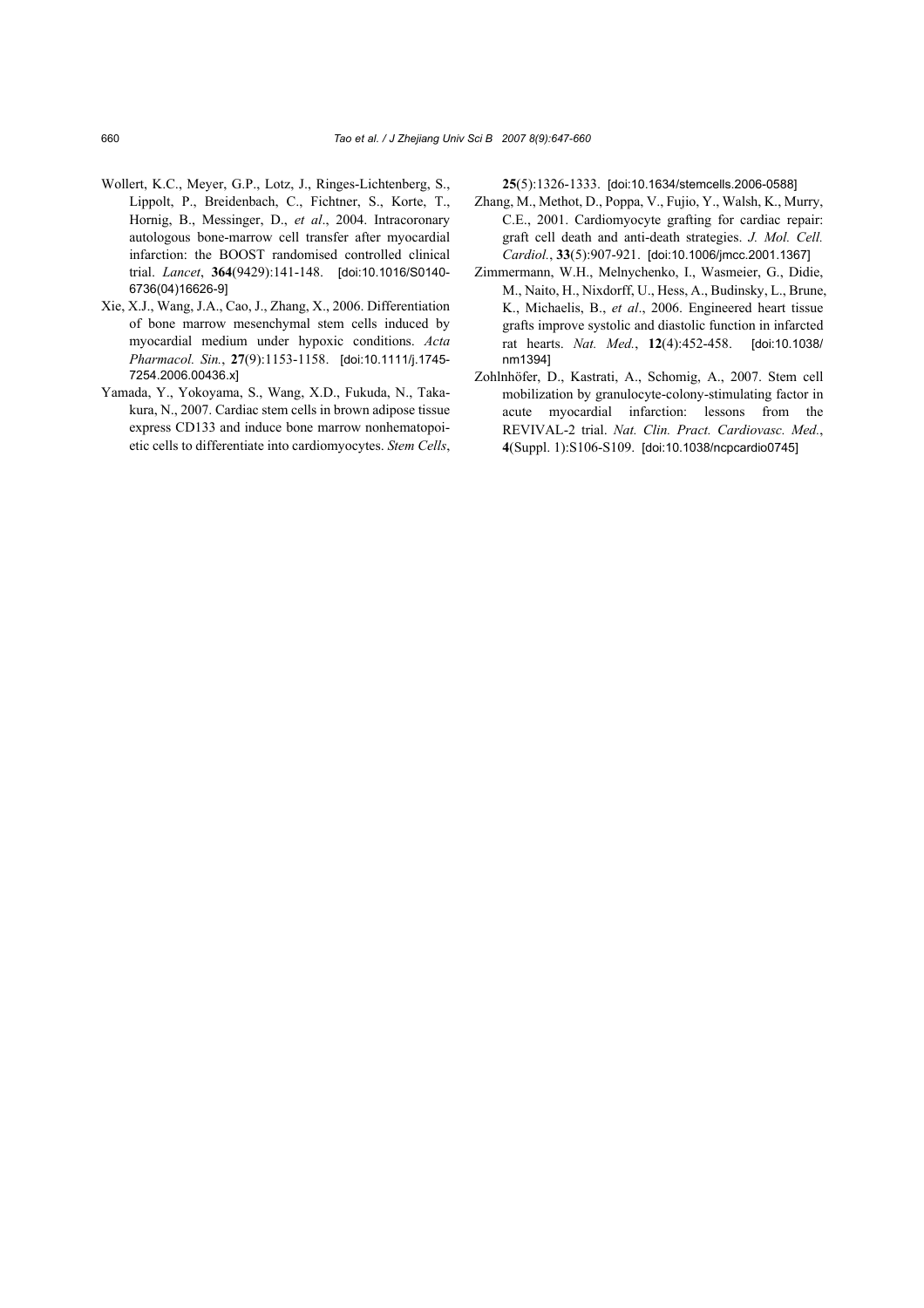Wollert, K.C., Meyer, G.P., Lotz, J., Ringes-Lichtenberg, S., Lippolt, P., Breidenbach, C., Fichtner, S., Korte, T., Hornig, B., Messinger, D., *et al*., 2004. Intracoronary autologous bone-marrow cell transfer after myocardial infarction: the BOOST randomised controlled clinical trial. *Lancet*, **364**(9429):141-148. [doi:10.1016/S0140-6736(04)16626-9]

Xie, X.J., Wang, J.A., Cao, J., Zhang, X., 2006. Differentiation of bone marrow mesenchymal stem cells induced by myocardial medium under hypoxic conditions. *Acta Pharmacol. Sin.*, **27**(9):1153-1158. [doi:10.1111/j.1745-7254.2006.00436.x]

Yamada, Y., Yokoyama, S., Wang, X.D., Fukuda, N., Takakura, N., 2007. Cardiac stem cells in brown adipose tissue express CD133 and induce bone marrow nonhematopoietic cells to differentiate into cardiomyocytes. *Stem Cells*, **25**(5):1326-1333. [doi:10.1634/stemcells.2006-0588]

Zhang, M., Methot, D., Poppa, V., Fujio, Y., Walsh, K., Murry, C.E., 2001. Cardiomyocyte grafting for cardiac repair: graft cell death and anti-death strategies. *J. Mol. Cell. Cardiol.*, **33**(5):907-921. [doi:10.1006/jmcc.2001.1367]

Zimmermann, W.H., Melnychenko, I., Wasmeier, G., Didie, M., Naito, H., Nixdorff, U., Hess, A., Budinsky, L., Brune, K., Michaelis, B., *et al*., 2006. Engineered heart tissue grafts improve systolic and diastolic function in infarcted rat hearts. *Nat. Med.*, **12**(4):452-458. [doi:10.1038/nm1394]

Zohlnhöfer, D., Kastrati, A., Schomig, A., 2007. Stem cell mobilization by granulocyte-colony-stimulating factor in acute myocardial infarction: lessons from the REVIVAL-2 trial. *Nat. Clin. Pract. Cardiovasc. Med.*, **4**(Suppl. 1):S106-S109. [doi:10.1038/ncpcardio0745]